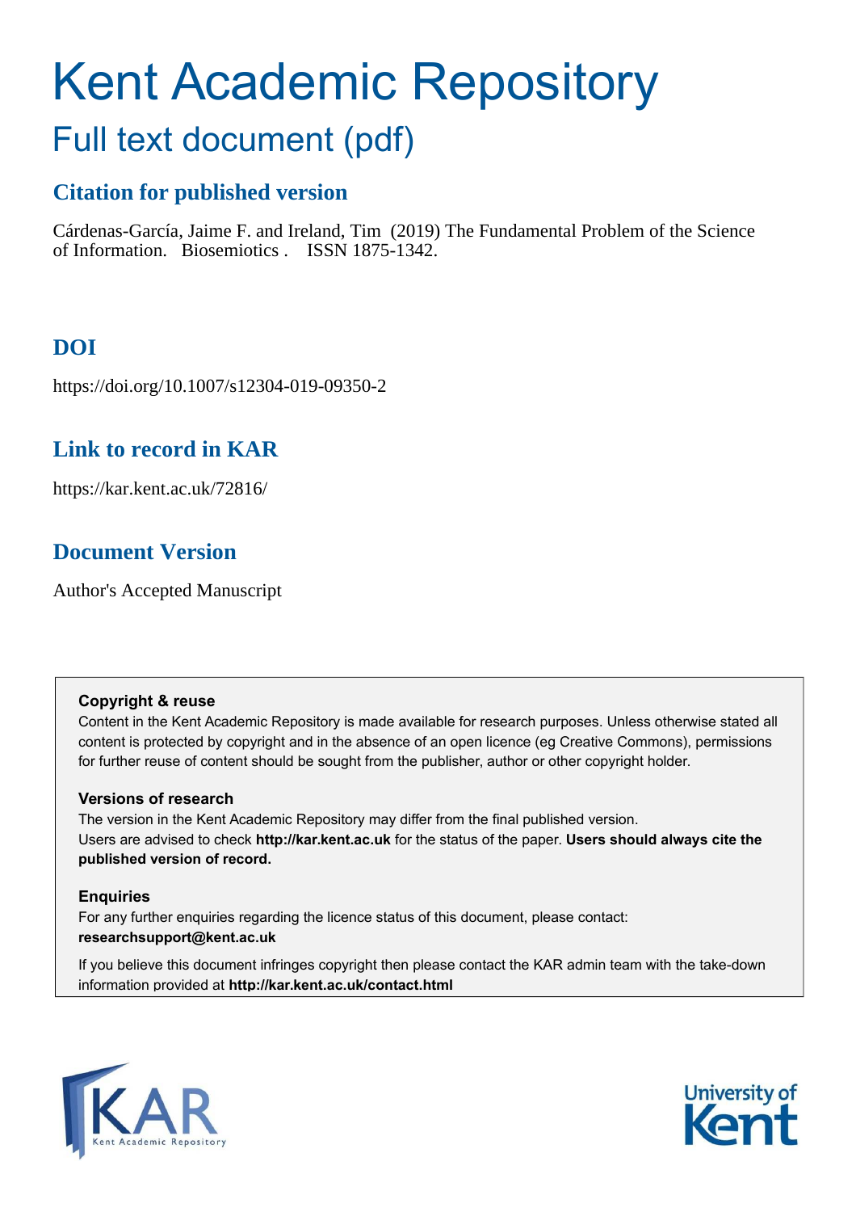# Kent Academic Repository

## Full text document (pdf)

### Citation for published version

Cárdenas-García, Jaime F. and Ireland, Tim (2019) The Fundamental Problem of the Science of Information. Biosemiotics . ISSN 1875-1342.

### DOI

https://doi.org/10.1007/s12304-019-09350-2

### Link to record in KAR

https://kar.kent.ac.uk/72816/

### Document Version

Author's Accepted Manuscript

**Copyright & reuse**

Content in the Kent Academic Repository is made available for research purposes. Unless otherwise stated all content is protected by copyright and in the absence of an open licence (eg Creative Commons), permissions for further reuse of content should be sought from the publisher, author or other copyright holder.

**Versions of research**

The version in the Kent Academic Repository may differ from the final published version. Users are advised to check **http://kar.kent.ac.uk** for the status of the paper. **Users should always cite the published version of record.**

**Enquiries**

For any further enquiries regarding the licence status of this document, please contact: **researchsupport@kent.ac.uk**

If you believe this document infringes copyright then please contact the KAR admin team with the take-down information provided at **http://kar.kent.ac.uk/contact.html**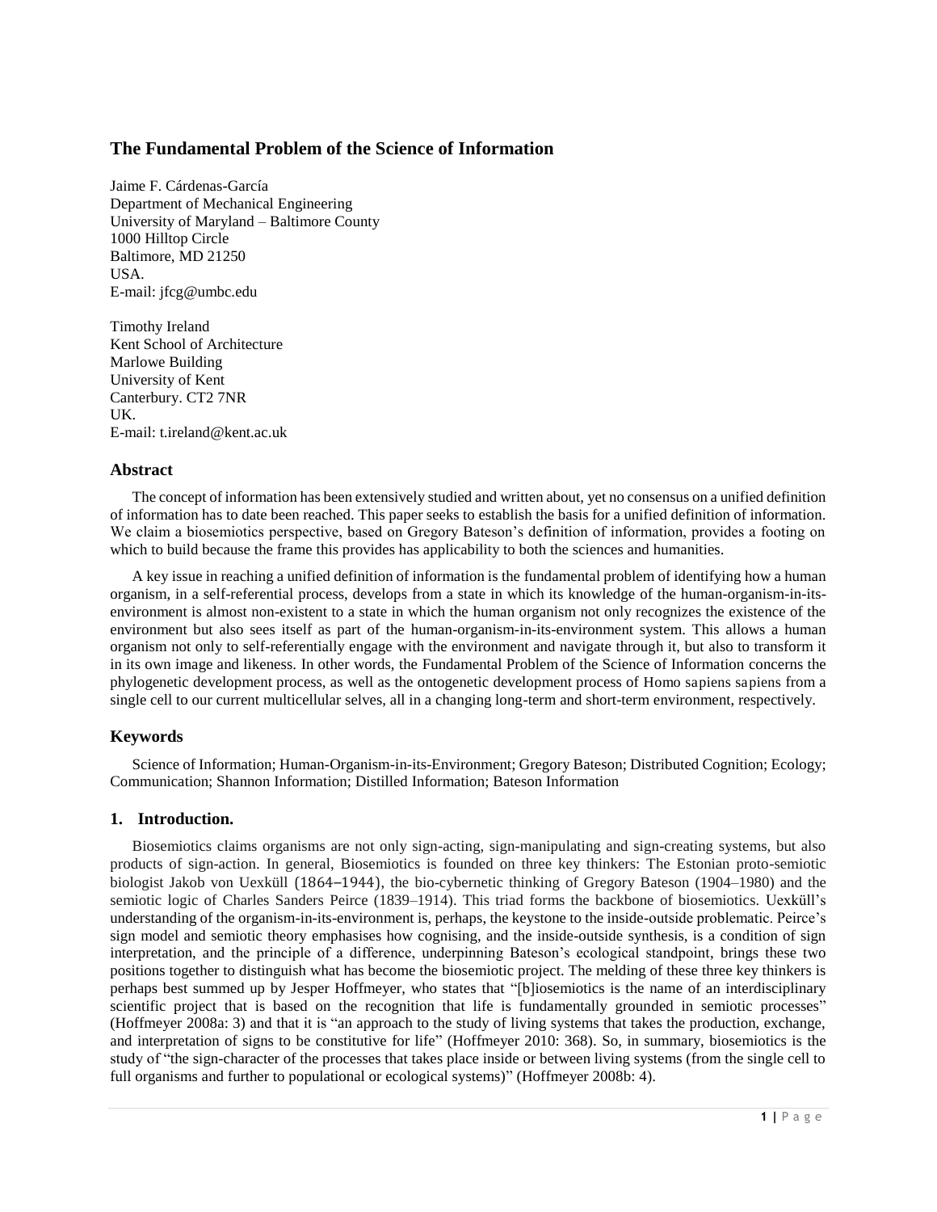# The Fundamental Problem of the Science of Information

Jaime F. Cárdenas-García
Department of Mechanical Engineering
University of Maryland – Baltimore County
1000 Hilltop Circle
Baltimore, MD 21250
USA.
E-mail: jfcg@umbc.edu

Timothy Ireland
Kent School of Architecture
Marlowe Building
University of Kent
Canterbury. CT2 7NR
UK.
E-mail: t.ireland@kent.ac.uk

## Abstract

The concept of information has been extensively studied and written about, yet no consensus on a unified definition of information has to date been reached. This paper seeks to establish the basis for a unified definition of information. We claim a biosemiotics perspective, based on Gregory Bateson's definition of information, provides a footing on which to build because the frame this provides has applicability to both the sciences and humanities.

A key issue in reaching a unified definition of information is the fundamental problem of identifying how a human organism, in a self-referential process, develops from a state in which its knowledge of the human-organism-in-its-environment is almost non-existent to a state in which the human organism not only recognizes the existence of the environment but also sees itself as part of the human-organism-in-its-environment system. This allows a human organism not only to self-referentially engage with the environment and navigate through it, but also to transform it in its own image and likeness. In other words, the Fundamental Problem of the Science of Information concerns the phylogenetic development process, as well as the ontogenetic development process of Homo sapiens sapiens from a single cell to our current multicellular selves, all in a changing long-term and short-term environment, respectively.

## Keywords

Science of Information; Human-Organism-in-its-Environment; Gregory Bateson; Distributed Cognition; Ecology; Communication; Shannon Information; Distilled Information; Bateson Information

## 1. Introduction.

Biosemiotics claims organisms are not only sign-acting, sign-manipulating and sign-creating systems, but also products of sign-action. In general, Biosemiotics is founded on three key thinkers: The Estonian proto-semiotic biologist Jakob von Uexküll (1864–1944), the bio-cybernetic thinking of Gregory Bateson (1904–1980) and the semiotic logic of Charles Sanders Peirce (1839–1914). This triad forms the backbone of biosemiotics. Uexküll's understanding of the organism-in-its-environment is, perhaps, the keystone to the inside-outside problematic. Peirce's sign model and semiotic theory emphasises how cognising, and the inside-outside synthesis, is a condition of sign interpretation, and the principle of a difference, underpinning Bateson's ecological standpoint, brings these two positions together to distinguish what has become the biosemiotic project. The melding of these three key thinkers is perhaps best summed up by Jesper Hoffmeyer, who states that "[b]iosemiotics is the name of an interdisciplinary scientific project that is based on the recognition that life is fundamentally grounded in semiotic processes" (Hoffmeyer 2008a: 3) and that it is "an approach to the study of living systems that takes the production, exchange, and interpretation of signs to be constitutive for life" (Hoffmeyer 2010: 368). So, in summary, biosemiotics is the study of "the sign-character of the processes that takes place inside or between living systems (from the single cell to full organisms and further to populational or ecological systems)" (Hoffmeyer 2008b: 4).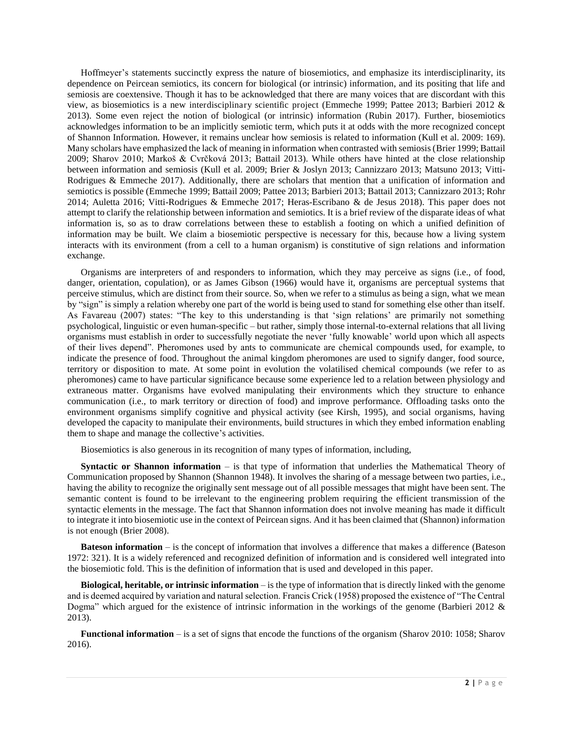Hoffmeyer's statements succinctly express the nature of biosemiotics, and emphasize its interdisciplinarity, its dependence on Peircean semiotics, its concern for biological (or intrinsic) information, and its positing that life and semiosis are coextensive. Though it has to be acknowledged that there are many voices that are discordant with this view, as biosemiotics is a new interdisciplinary scientific project (Emmeche 1999; Pattee 2013; Barbieri 2012 & 2013). Some even reject the notion of biological (or intrinsic) information (Rubin 2017). Further, biosemiotics acknowledges information to be an implicitly semiotic term, which puts it at odds with the more recognized concept of Shannon Information. However, it remains unclear how semiosis is related to information (Kull et al. 2009: 169). Many scholars have emphasized the lack of meaning in information when contrasted with semiosis (Brier 1999; Battail 2009; Sharov 2010; Markoš & Cvrčková 2013; Battail 2013). While others have hinted at the close relationship between information and semiosis (Kull et al. 2009; Brier & Joslyn 2013; Cannizzaro 2013; Matsuno 2013; Vitti-Rodrigues & Emmeche 2017). Additionally, there are scholars that mention that a unification of information and semiotics is possible (Emmeche 1999; Battail 2009; Pattee 2013; Barbieri 2013; Battail 2013; Cannizzaro 2013; Rohr 2014; Auletta 2016; Vitti-Rodrigues & Emmeche 2017; Heras-Escribano & de Jesus 2018). This paper does not attempt to clarify the relationship between information and semiotics. It is a brief review of the disparate ideas of what information is, so as to draw correlations between these to establish a footing on which a unified definition of information may be built. We claim a biosemiotic perspective is necessary for this, because how a living system interacts with its environment (from a cell to a human organism) is constitutive of sign relations and information exchange.

Organisms are interpreters of and responders to information, which they may perceive as signs (i.e., of food, danger, orientation, copulation), or as James Gibson (1966) would have it, organisms are perceptual systems that perceive stimulus, which are distinct from their source. So, when we refer to a stimulus as being a sign, what we mean by "sign" is simply a relation whereby one part of the world is being used to stand for something else other than itself. As Favareau (2007) states: "The key to this understanding is that 'sign relations' are primarily not something psychological, linguistic or even human-specific – but rather, simply those internal-to-external relations that all living organisms must establish in order to successfully negotiate the never 'fully knowable' world upon which all aspects of their lives depend". Pheromones used by ants to communicate are chemical compounds used, for example, to indicate the presence of food. Throughout the animal kingdom pheromones are used to signify danger, food source, territory or disposition to mate. At some point in evolution the volatilised chemical compounds (we refer to as pheromones) came to have particular significance because some experience led to a relation between physiology and extraneous matter. Organisms have evolved manipulating their environments which they structure to enhance communication (i.e., to mark territory or direction of food) and improve performance. Offloading tasks onto the environment organisms simplify cognitive and physical activity (see Kirsh, 1995), and social organisms, having developed the capacity to manipulate their environments, build structures in which they embed information enabling them to shape and manage the collective's activities.

Biosemiotics is also generous in its recognition of many types of information, including,

**Syntactic or Shannon information** – is that type of information that underlies the Mathematical Theory of Communication proposed by Shannon (Shannon 1948). It involves the sharing of a message between two parties, i.e., having the ability to recognize the originally sent message out of all possible messages that might have been sent. The semantic content is found to be irrelevant to the engineering problem requiring the efficient transmission of the syntactic elements in the message. The fact that Shannon information does not involve meaning has made it difficult to integrate it into biosemiotic use in the context of Peircean signs. And it has been claimed that (Shannon) information is not enough (Brier 2008).

**Bateson information** – is the concept of information that involves a difference that makes a difference (Bateson 1972: 321). It is a widely referenced and recognized definition of information and is considered well integrated into the biosemiotic fold. This is the definition of information that is used and developed in this paper.

**Biological, heritable, or intrinsic information** – is the type of information that is directly linked with the genome and is deemed acquired by variation and natural selection. Francis Crick (1958) proposed the existence of "The Central Dogma" which argued for the existence of intrinsic information in the workings of the genome (Barbieri 2012 & 2013).

**Functional information** – is a set of signs that encode the functions of the organism (Sharov 2010: 1058; Sharov 2016).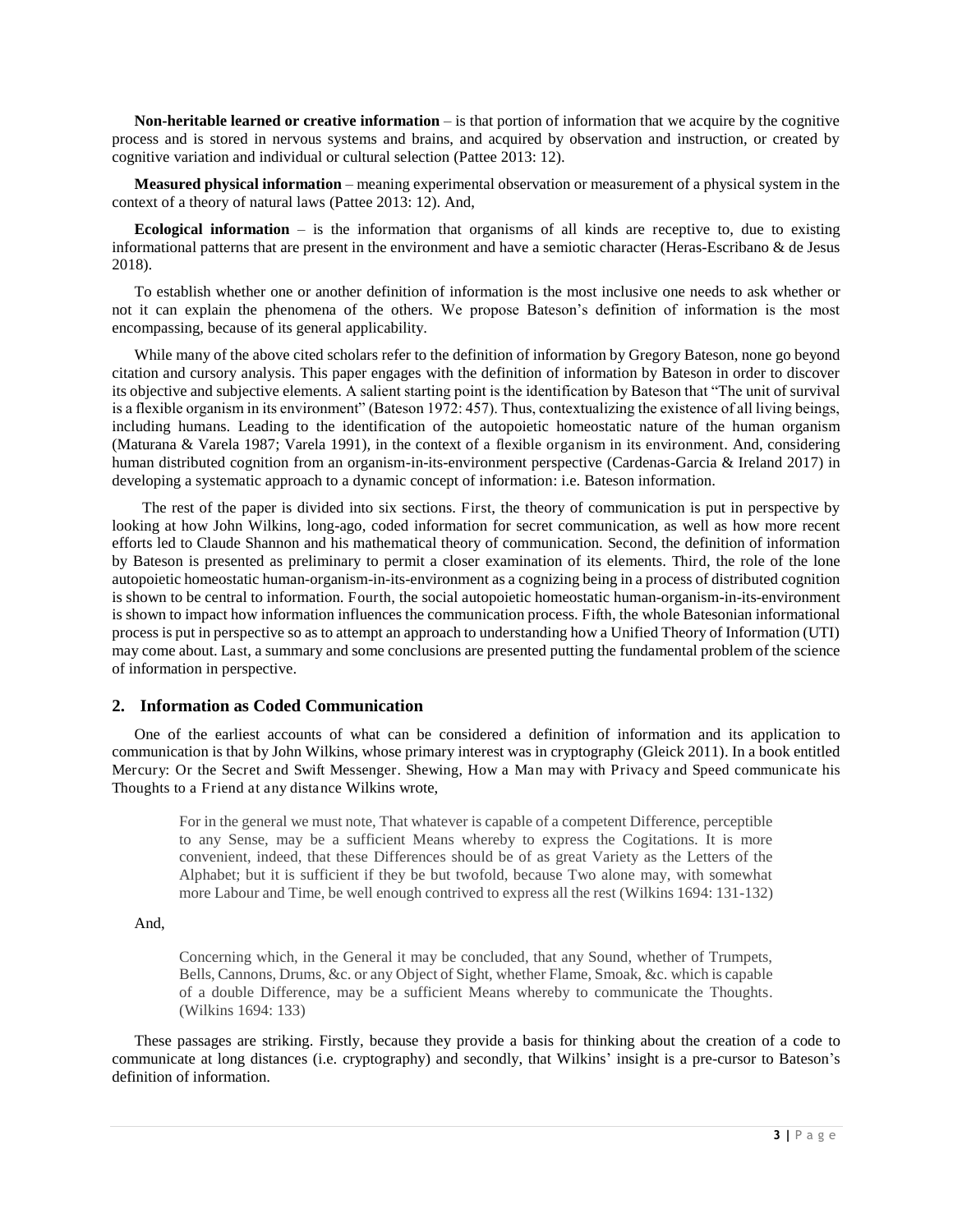**Non-heritable learned or creative information** – is that portion of information that we acquire by the cognitive process and is stored in nervous systems and brains, and acquired by observation and instruction, or created by cognitive variation and individual or cultural selection (Pattee 2013: 12).

**Measured physical information** – meaning experimental observation or measurement of a physical system in the context of a theory of natural laws (Pattee 2013: 12). And,

**Ecological information** – is the information that organisms of all kinds are receptive to, due to existing informational patterns that are present in the environment and have a semiotic character (Heras-Escribano & de Jesus 2018).

To establish whether one or another definition of information is the most inclusive one needs to ask whether or not it can explain the phenomena of the others. We propose Bateson's definition of information is the most encompassing, because of its general applicability.

While many of the above cited scholars refer to the definition of information by Gregory Bateson, none go beyond citation and cursory analysis. This paper engages with the definition of information by Bateson in order to discover its objective and subjective elements. A salient starting point is the identification by Bateson that "The unit of survival is a flexible organism in its environment" (Bateson 1972: 457). Thus, contextualizing the existence of all living beings, including humans. Leading to the identification of the autopoietic homeostatic nature of the human organism (Maturana & Varela 1987; Varela 1991), in the context of a flexible organism in its environment. And, considering human distributed cognition from an organism-in-its-environment perspective (Cardenas-Garcia & Ireland 2017) in developing a systematic approach to a dynamic concept of information: i.e. Bateson information.

The rest of the paper is divided into six sections. First, the theory of communication is put in perspective by looking at how John Wilkins, long-ago, coded information for secret communication, as well as how more recent efforts led to Claude Shannon and his mathematical theory of communication. Second, the definition of information by Bateson is presented as preliminary to permit a closer examination of its elements. Third, the role of the lone autopoietic homeostatic human-organism-in-its-environment as a cognizing being in a process of distributed cognition is shown to be central to information. Fourth, the social autopoietic homeostatic human-organism-in-its-environment is shown to impact how information influences the communication process. Fifth, the whole Batesonian informational process is put in perspective so as to attempt an approach to understanding how a Unified Theory of Information (UTI) may come about. Last, a summary and some conclusions are presented putting the fundamental problem of the science of information in perspective.

## 2. Information as Coded Communication

One of the earliest accounts of what can be considered a definition of information and its application to communication is that by John Wilkins, whose primary interest was in cryptography (Gleick 2011). In a book entitled Mercury: Or the Secret and Swift Messenger. Shewing, How a Man may with Privacy and Speed communicate his Thoughts to a Friend at any distance Wilkins wrote,

> For in the general we must note, That whatever is capable of a competent Difference, perceptible to any Sense, may be a sufficient Means whereby to express the Cogitations. It is more convenient, indeed, that these Differences should be of as great Variety as the Letters of the Alphabet; but it is sufficient if they be but twofold, because Two alone may, with somewhat more Labour and Time, be well enough contrived to express all the rest (Wilkins 1694: 131-132)

And,

> Concerning which, in the General it may be concluded, that any Sound, whether of Trumpets, Bells, Cannons, Drums, &c. or any Object of Sight, whether Flame, Smoak, &c. which is capable of a double Difference, may be a sufficient Means whereby to communicate the Thoughts. (Wilkins 1694: 133)

These passages are striking. Firstly, because they provide a basis for thinking about the creation of a code to communicate at long distances (i.e. cryptography) and secondly, that Wilkins' insight is a pre-cursor to Bateson's definition of information.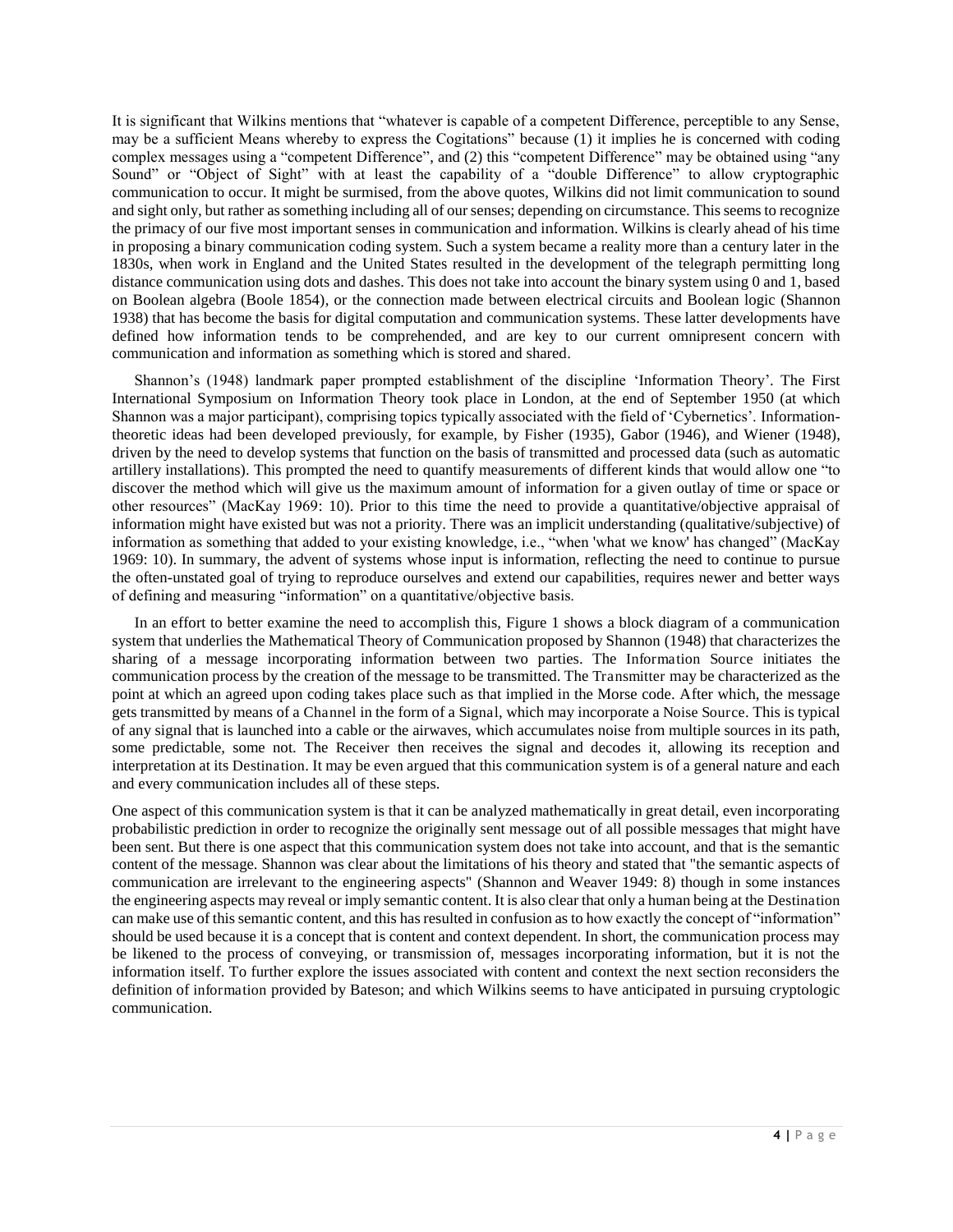It is significant that Wilkins mentions that "whatever is capable of a competent Difference, perceptible to any Sense, may be a sufficient Means whereby to express the Cogitations" because (1) it implies he is concerned with coding complex messages using a "competent Difference", and (2) this "competent Difference" may be obtained using "any Sound" or "Object of Sight" with at least the capability of a "double Difference" to allow cryptographic communication to occur. It might be surmised, from the above quotes, Wilkins did not limit communication to sound and sight only, but rather as something including all of our senses; depending on circumstance. This seems to recognize the primacy of our five most important senses in communication and information. Wilkins is clearly ahead of his time in proposing a binary communication coding system. Such a system became a reality more than a century later in the 1830s, when work in England and the United States resulted in the development of the telegraph permitting long distance communication using dots and dashes. This does not take into account the binary system using 0 and 1, based on Boolean algebra (Boole 1854), or the connection made between electrical circuits and Boolean logic (Shannon 1938) that has become the basis for digital computation and communication systems. These latter developments have defined how information tends to be comprehended, and are key to our current omnipresent concern with communication and information as something which is stored and shared.

Shannon's (1948) landmark paper prompted establishment of the discipline 'Information Theory'. The First International Symposium on Information Theory took place in London, at the end of September 1950 (at which Shannon was a major participant), comprising topics typically associated with the field of 'Cybernetics'. Information-theoretic ideas had been developed previously, for example, by Fisher (1935), Gabor (1946), and Wiener (1948), driven by the need to develop systems that function on the basis of transmitted and processed data (such as automatic artillery installations). This prompted the need to quantify measurements of different kinds that would allow one "to discover the method which will give us the maximum amount of information for a given outlay of time or space or other resources" (MacKay 1969: 10). Prior to this time the need to provide a quantitative/objective appraisal of information might have existed but was not a priority. There was an implicit understanding (qualitative/subjective) of information as something that added to your existing knowledge, i.e., "when 'what we know' has changed" (MacKay 1969: 10). In summary, the advent of systems whose input is information, reflecting the need to continue to pursue the often-unstated goal of trying to reproduce ourselves and extend our capabilities, requires newer and better ways of defining and measuring "information" on a quantitative/objective basis.

In an effort to better examine the need to accomplish this, Figure 1 shows a block diagram of a communication system that underlies the Mathematical Theory of Communication proposed by Shannon (1948) that characterizes the sharing of a message incorporating information between two parties. The Information Source initiates the communication process by the creation of the message to be transmitted. The Transmitter may be characterized as the point at which an agreed upon coding takes place such as that implied in the Morse code. After which, the message gets transmitted by means of a Channel in the form of a Signal, which may incorporate a Noise Source. This is typical of any signal that is launched into a cable or the airwaves, which accumulates noise from multiple sources in its path, some predictable, some not. The Receiver then receives the signal and decodes it, allowing its reception and interpretation at its Destination. It may be even argued that this communication system is of a general nature and each and every communication includes all of these steps.

One aspect of this communication system is that it can be analyzed mathematically in great detail, even incorporating probabilistic prediction in order to recognize the originally sent message out of all possible messages that might have been sent. But there is one aspect that this communication system does not take into account, and that is the semantic content of the message. Shannon was clear about the limitations of his theory and stated that "the semantic aspects of communication are irrelevant to the engineering aspects" (Shannon and Weaver 1949: 8) though in some instances the engineering aspects may reveal or imply semantic content. It is also clear that only a human being at the Destination can make use of this semantic content, and this has resulted in confusion as to how exactly the concept of "information" should be used because it is a concept that is content and context dependent. In short, the communication process may be likened to the process of conveying, or transmission of, messages incorporating information, but it is not the information itself. To further explore the issues associated with content and context the next section reconsiders the definition of information provided by Bateson; and which Wilkins seems to have anticipated in pursuing cryptologic communication.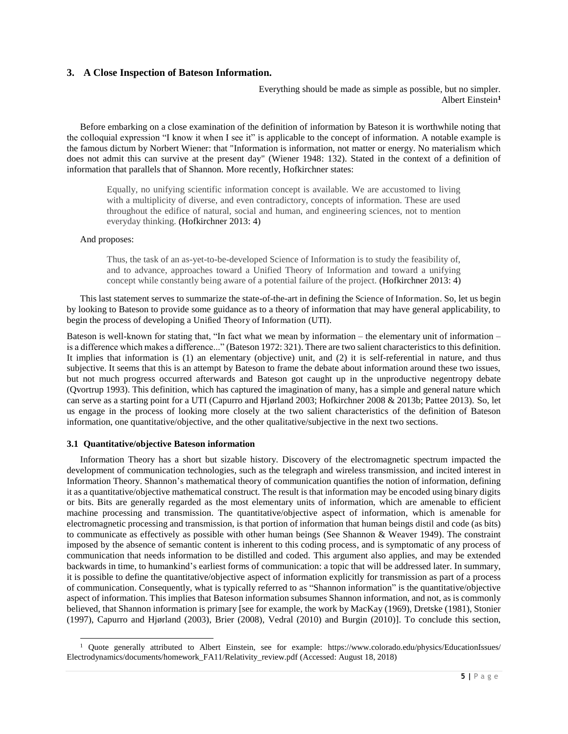## 3. A Close Inspection of Bateson Information.

> Everything should be made as simple as possible, but no simpler.
> Albert Einstein[1]

Before embarking on a close examination of the definition of information by Bateson it is worthwhile noting that the colloquial expression "I know it when I see it" is applicable to the concept of information. A notable example is the famous dictum by Norbert Wiener: that "Information is information, not matter or energy. No materialism which does not admit this can survive at the present day" (Wiener 1948: 132). Stated in the context of a definition of information that parallels that of Shannon. More recently, Hofkirchner states:

> Equally, no unifying scientific information concept is available. We are accustomed to living with a multiplicity of diverse, and even contradictory, concepts of information. These are used throughout the edifice of natural, social and human, and engineering sciences, not to mention everyday thinking. (Hofkirchner 2013: 4)

And proposes:

> Thus, the task of an as-yet-to-be-developed Science of Information is to study the feasibility of, and to advance, approaches toward a Unified Theory of Information and toward a unifying concept while constantly being aware of a potential failure of the project. (Hofkirchner 2013: 4)

This last statement serves to summarize the state-of-the-art in defining the Science of Information. So, let us begin by looking to Bateson to provide some guidance as to a theory of information that may have general applicability, to begin the process of developing a Unified Theory of Information (UTI).

Bateson is well-known for stating that, "In fact what we mean by information – the elementary unit of information – is a difference which makes a difference..." (Bateson 1972: 321). There are two salient characteristics to this definition. It implies that information is (1) an elementary (objective) unit, and (2) it is self-referential in nature, and thus subjective. It seems that this is an attempt by Bateson to frame the debate about information around these two issues, but not much progress occurred afterwards and Bateson got caught up in the unproductive negentropy debate (Qvortrup 1993). This definition, which has captured the imagination of many, has a simple and general nature which can serve as a starting point for a UTI (Capurro and Hjørland 2003; Hofkirchner 2008 & 2013b; Pattee 2013). So, let us engage in the process of looking more closely at the two salient characteristics of the definition of Bateson information, one quantitative/objective, and the other qualitative/subjective in the next two sections.

### 3.1 Quantitative/objective Bateson information

Information Theory has a short but sizable history. Discovery of the electromagnetic spectrum impacted the development of communication technologies, such as the telegraph and wireless transmission, and incited interest in Information Theory. Shannon's mathematical theory of communication quantifies the notion of information, defining it as a quantitative/objective mathematical construct. The result is that information may be encoded using binary digits or bits. Bits are generally regarded as the most elementary units of information, which are amenable to efficient machine processing and transmission. The quantitative/objective aspect of information, which is amenable for electromagnetic processing and transmission, is that portion of information that human beings distil and code (as bits) to communicate as effectively as possible with other human beings (See Shannon & Weaver 1949). The constraint imposed by the absence of semantic content is inherent to this coding process, and is symptomatic of any process of communication that needs information to be distilled and coded. This argument also applies, and may be extended backwards in time, to humankind's earliest forms of communication: a topic that will be addressed later. In summary, it is possible to define the quantitative/objective aspect of information explicitly for transmission as part of a process of communication. Consequently, what is typically referred to as "Shannon information" is the quantitative/objective aspect of information. This implies that Bateson information subsumes Shannon information, and not, as is commonly believed, that Shannon information is primary [see for example, the work by MacKay (1969), Dretske (1981), Stonier (1997), Capurro and Hjørland (2003), Brier (2008), Vedral (2010) and Burgin (2010)]. To conclude this section,

[1] Quote generally attributed to Albert Einstein, see for example: https://www.colorado.edu/physics/EducationIssues/Electrodynamics/documents/homework_FA11/Relativity_review.pdf (Accessed: August 18, 2018)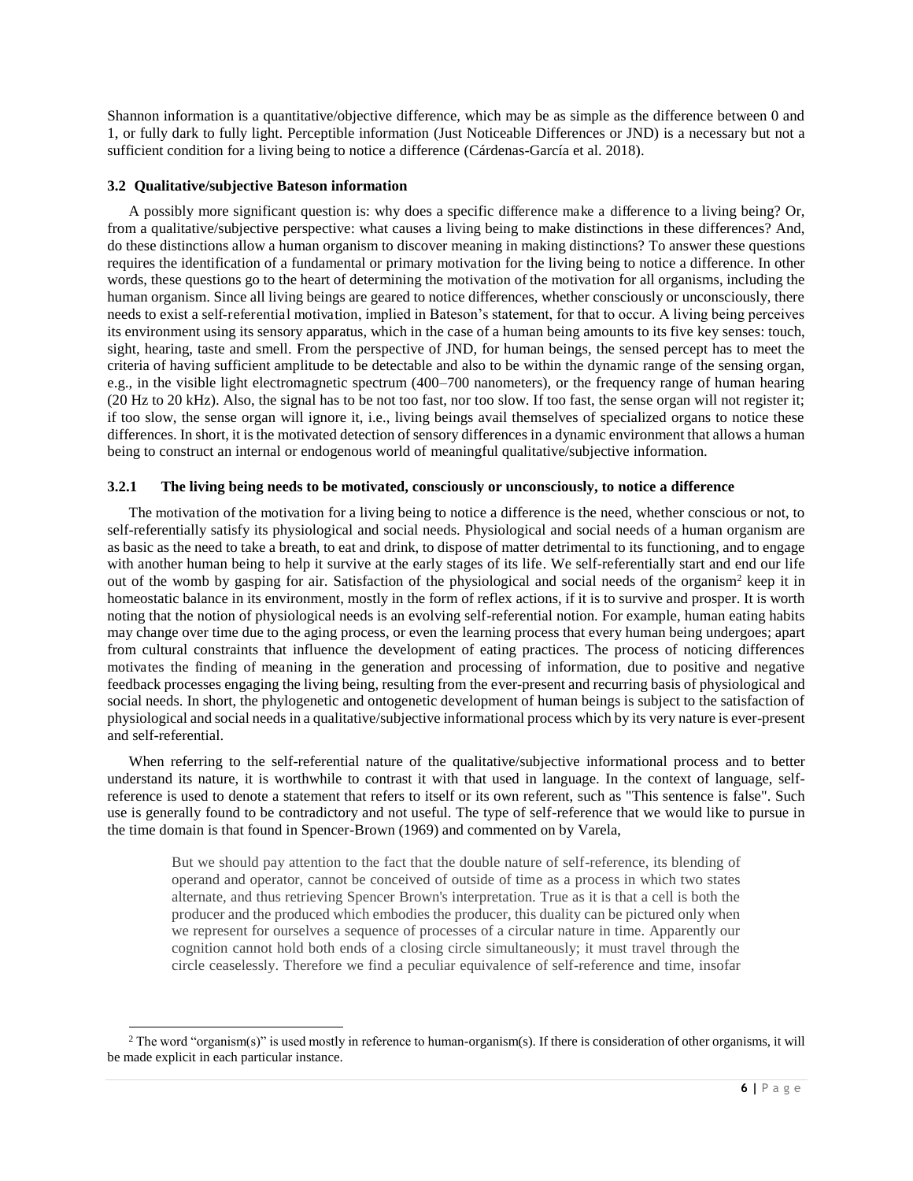Shannon information is a quantitative/objective difference, which may be as simple as the difference between 0 and 1, or fully dark to fully light. Perceptible information (Just Noticeable Differences or JND) is a necessary but not a sufficient condition for a living being to notice a difference (Cárdenas-García et al. 2018).

### 3.2 Qualitative/subjective Bateson information

A possibly more significant question is: why does a specific difference make a difference to a living being? Or, from a qualitative/subjective perspective: what causes a living being to make distinctions in these differences? And, do these distinctions allow a human organism to discover meaning in making distinctions? To answer these questions requires the identification of a fundamental or primary motivation for the living being to notice a difference. In other words, these questions go to the heart of determining the motivation of the motivation for all organisms, including the human organism. Since all living beings are geared to notice differences, whether consciously or unconsciously, there needs to exist a self-referential motivation, implied in Bateson's statement, for that to occur. A living being perceives its environment using its sensory apparatus, which in the case of a human being amounts to its five key senses: touch, sight, hearing, taste and smell. From the perspective of JND, for human beings, the sensed percept has to meet the criteria of having sufficient amplitude to be detectable and also to be within the dynamic range of the sensing organ, e.g., in the visible light electromagnetic spectrum (400–700 nanometers), or the frequency range of human hearing (20 Hz to 20 kHz). Also, the signal has to be not too fast, nor too slow. If too fast, the sense organ will not register it; if too slow, the sense organ will ignore it, i.e., living beings avail themselves of specialized organs to notice these differences. In short, it is the motivated detection of sensory differences in a dynamic environment that allows a human being to construct an internal or endogenous world of meaningful qualitative/subjective information.

#### 3.2.1 The living being needs to be motivated, consciously or unconsciously, to notice a difference

The motivation of the motivation for a living being to notice a difference is the need, whether conscious or not, to self-referentially satisfy its physiological and social needs. Physiological and social needs of a human organism are as basic as the need to take a breath, to eat and drink, to dispose of matter detrimental to its functioning, and to engage with another human being to help it survive at the early stages of its life. We self-referentially start and end our life out of the womb by gasping for air. Satisfaction of the physiological and social needs of the organism[2] keep it in homeostatic balance in its environment, mostly in the form of reflex actions, if it is to survive and prosper. It is worth noting that the notion of physiological needs is an evolving self-referential notion. For example, human eating habits may change over time due to the aging process, or even the learning process that every human being undergoes; apart from cultural constraints that influence the development of eating practices. The process of noticing differences motivates the finding of meaning in the generation and processing of information, due to positive and negative feedback processes engaging the living being, resulting from the ever-present and recurring basis of physiological and social needs. In short, the phylogenetic and ontogenetic development of human beings is subject to the satisfaction of physiological and social needs in a qualitative/subjective informational process which by its very nature is ever-present and self-referential.

When referring to the self-referential nature of the qualitative/subjective informational process and to better understand its nature, it is worthwhile to contrast it with that used in language. In the context of language, self-reference is used to denote a statement that refers to itself or its own referent, such as "This sentence is false". Such use is generally found to be contradictory and not useful. The type of self-reference that we would like to pursue in the time domain is that found in Spencer-Brown (1969) and commented on by Varela,

> But we should pay attention to the fact that the double nature of self-reference, its blending of operand and operator, cannot be conceived of outside of time as a process in which two states alternate, and thus retrieving Spencer Brown's interpretation. True as it is that a cell is both the producer and the produced which embodies the producer, this duality can be pictured only when we represent for ourselves a sequence of processes of a circular nature in time. Apparently our cognition cannot hold both ends of a closing circle simultaneously; it must travel through the circle ceaselessly. Therefore we find a peculiar equivalence of self-reference and time, insofar

[2] The word "organism(s)" is used mostly in reference to human-organism(s). If there is consideration of other organisms, it will be made explicit in each particular instance.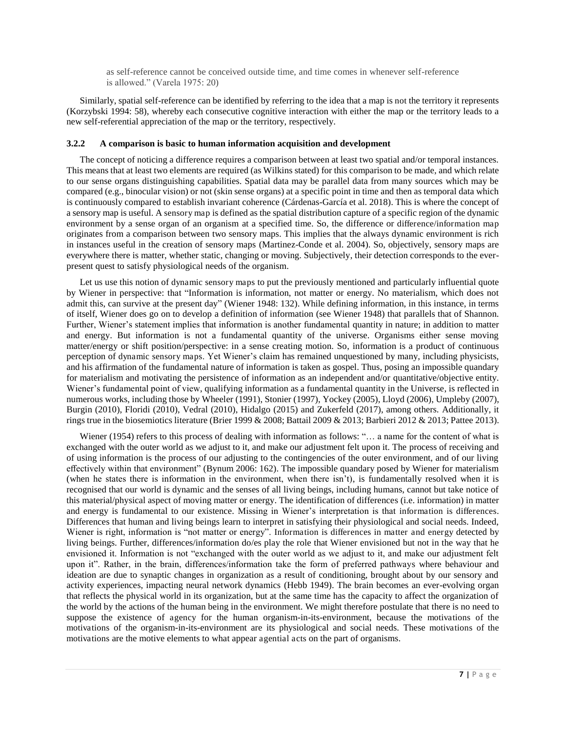> as self-reference cannot be conceived outside time, and time comes in whenever self-reference is allowed." (Varela 1975: 20)

Similarly, spatial self-reference can be identified by referring to the idea that a map is not the territory it represents (Korzybski 1994: 58), whereby each consecutive cognitive interaction with either the map or the territory leads to a new self-referential appreciation of the map or the territory, respectively.

### 3.2.2 A comparison is basic to human information acquisition and development

The concept of noticing a difference requires a comparison between at least two spatial and/or temporal instances. This means that at least two elements are required (as Wilkins stated) for this comparison to be made, and which relate to our sense organs distinguishing capabilities. Spatial data may be parallel data from many sources which may be compared (e.g., binocular vision) or not (skin sense organs) at a specific point in time and then as temporal data which is continuously compared to establish invariant coherence (Cárdenas-García et al. 2018). This is where the concept of a sensory map is useful. A sensory map is defined as the spatial distribution capture of a specific region of the dynamic environment by a sense organ of an organism at a specified time. So, the difference or difference/information map originates from a comparison between two sensory maps. This implies that the always dynamic environment is rich in instances useful in the creation of sensory maps (Martinez-Conde et al. 2004). So, objectively, sensory maps are everywhere there is matter, whether static, changing or moving. Subjectively, their detection corresponds to the ever-present quest to satisfy physiological needs of the organism.

Let us use this notion of dynamic sensory maps to put the previously mentioned and particularly influential quote by Wiener in perspective: that "Information is information, not matter or energy. No materialism, which does not admit this, can survive at the present day" (Wiener 1948: 132). While defining information, in this instance, in terms of itself, Wiener does go on to develop a definition of information (see Wiener 1948) that parallels that of Shannon. Further, Wiener's statement implies that information is another fundamental quantity in nature; in addition to matter and energy. But information is not a fundamental quantity of the universe. Organisms either sense moving matter/energy or shift position/perspective: in a sense creating motion. So, information is a product of continuous perception of dynamic sensory maps. Yet Wiener's claim has remained unquestioned by many, including physicists, and his affirmation of the fundamental nature of information is taken as gospel. Thus, posing an impossible quandary for materialism and motivating the persistence of information as an independent and/or quantitative/objective entity. Wiener's fundamental point of view, qualifying information as a fundamental quantity in the Universe, is reflected in numerous works, including those by Wheeler (1991), Stonier (1997), Yockey (2005), Lloyd (2006), Umpleby (2007), Burgin (2010), Floridi (2010), Vedral (2010), Hidalgo (2015) and Zukerfeld (2017), among others. Additionally, it rings true in the biosemiotics literature (Brier 1999 & 2008; Battail 2009 & 2013; Barbieri 2012 & 2013; Pattee 2013).

Wiener (1954) refers to this process of dealing with information as follows: "… a name for the content of what is exchanged with the outer world as we adjust to it, and make our adjustment felt upon it. The process of receiving and of using information is the process of our adjusting to the contingencies of the outer environment, and of our living effectively within that environment" (Bynum 2006: 162). The impossible quandary posed by Wiener for materialism (when he states there is information in the environment, when there isn't), is fundamentally resolved when it is recognised that our world is dynamic and the senses of all living beings, including humans, cannot but take notice of this material/physical aspect of moving matter or energy. The identification of differences (i.e. information) in matter and energy is fundamental to our existence. Missing in Wiener's interpretation is that information is differences. Differences that human and living beings learn to interpret in satisfying their physiological and social needs. Indeed, Wiener is right, information is "not matter or energy". Information is differences in matter and energy detected by living beings. Further, differences/information do/es play the role that Wiener envisioned but not in the way that he envisioned it. Information is not "exchanged with the outer world as we adjust to it, and make our adjustment felt upon it". Rather, in the brain, differences/information take the form of preferred pathways where behaviour and ideation are due to synaptic changes in organization as a result of conditioning, brought about by our sensory and activity experiences, impacting neural network dynamics (Hebb 1949). The brain becomes an ever-evolving organ that reflects the physical world in its organization, but at the same time has the capacity to affect the organization of the world by the actions of the human being in the environment. We might therefore postulate that there is no need to suppose the existence of agency for the human organism-in-its-environment, because the motivations of the motivations of the organism-in-its-environment are its physiological and social needs. These motivations of the motivations are the motive elements to what appear agential acts on the part of organisms.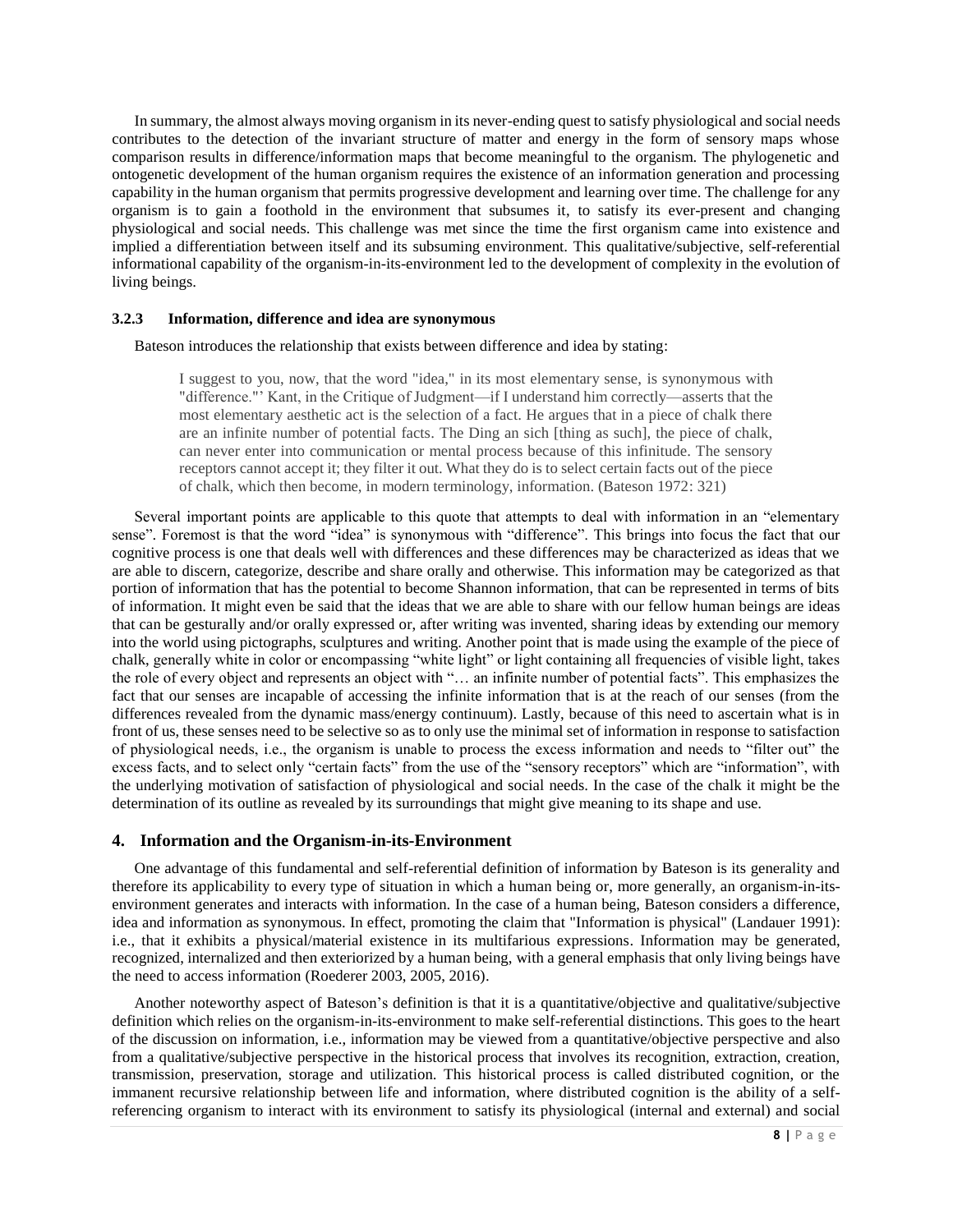In summary, the almost always moving organism in its never-ending quest to satisfy physiological and social needs contributes to the detection of the invariant structure of matter and energy in the form of sensory maps whose comparison results in difference/information maps that become meaningful to the organism. The phylogenetic and ontogenetic development of the human organism requires the existence of an information generation and processing capability in the human organism that permits progressive development and learning over time. The challenge for any organism is to gain a foothold in the environment that subsumes it, to satisfy its ever-present and changing physiological and social needs. This challenge was met since the time the first organism came into existence and implied a differentiation between itself and its subsuming environment. This qualitative/subjective, self-referential informational capability of the organism-in-its-environment led to the development of complexity in the evolution of living beings.

### 3.2.3 Information, difference and idea are synonymous

Bateson introduces the relationship that exists between difference and idea by stating:

> I suggest to you, now, that the word "idea," in its most elementary sense, is synonymous with "difference."' Kant, in the Critique of Judgment—if I understand him correctly—asserts that the most elementary aesthetic act is the selection of a fact. He argues that in a piece of chalk there are an infinite number of potential facts. The Ding an sich [thing as such], the piece of chalk, can never enter into communication or mental process because of this infinitude. The sensory receptors cannot accept it; they filter it out. What they do is to select certain facts out of the piece of chalk, which then become, in modern terminology, information. (Bateson 1972: 321)

Several important points are applicable to this quote that attempts to deal with information in an "elementary sense". Foremost is that the word "idea" is synonymous with "difference". This brings into focus the fact that our cognitive process is one that deals well with differences and these differences may be characterized as ideas that we are able to discern, categorize, describe and share orally and otherwise. This information may be categorized as that portion of information that has the potential to become Shannon information, that can be represented in terms of bits of information. It might even be said that the ideas that we are able to share with our fellow human beings are ideas that can be gesturally and/or orally expressed or, after writing was invented, sharing ideas by extending our memory into the world using pictographs, sculptures and writing. Another point that is made using the example of the piece of chalk, generally white in color or encompassing "white light" or light containing all frequencies of visible light, takes the role of every object and represents an object with "… an infinite number of potential facts". This emphasizes the fact that our senses are incapable of accessing the infinite information that is at the reach of our senses (from the differences revealed from the dynamic mass/energy continuum). Lastly, because of this need to ascertain what is in front of us, these senses need to be selective so as to only use the minimal set of information in response to satisfaction of physiological needs, i.e., the organism is unable to process the excess information and needs to "filter out" the excess facts, and to select only "certain facts" from the use of the "sensory receptors" which are "information", with the underlying motivation of satisfaction of physiological and social needs. In the case of the chalk it might be the determination of its outline as revealed by its surroundings that might give meaning to its shape and use.

## 4. Information and the Organism-in-its-Environment

One advantage of this fundamental and self-referential definition of information by Bateson is its generality and therefore its applicability to every type of situation in which a human being or, more generally, an organism-in-its-environment generates and interacts with information. In the case of a human being, Bateson considers a difference, idea and information as synonymous. In effect, promoting the claim that "Information is physical" (Landauer 1991): i.e., that it exhibits a physical/material existence in its multifarious expressions. Information may be generated, recognized, internalized and then exteriorized by a human being, with a general emphasis that only living beings have the need to access information (Roederer 2003, 2005, 2016).

Another noteworthy aspect of Bateson's definition is that it is a quantitative/objective and qualitative/subjective definition which relies on the organism-in-its-environment to make self-referential distinctions. This goes to the heart of the discussion on information, i.e., information may be viewed from a quantitative/objective perspective and also from a qualitative/subjective perspective in the historical process that involves its recognition, extraction, creation, transmission, preservation, storage and utilization. This historical process is called distributed cognition, or the immanent recursive relationship between life and information, where distributed cognition is the ability of a self-referencing organism to interact with its environment to satisfy its physiological (internal and external) and social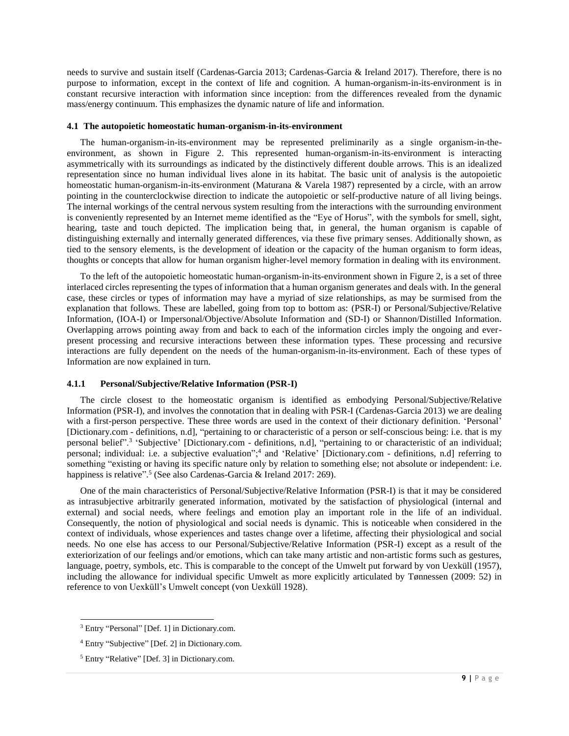needs to survive and sustain itself (Cardenas-Garcia 2013; Cardenas-Garcia & Ireland 2017). Therefore, there is no purpose to information, except in the context of life and cognition. A human-organism-in-its-environment is in constant recursive interaction with information since inception: from the differences revealed from the dynamic mass/energy continuum. This emphasizes the dynamic nature of life and information.

### 4.1 The autopoietic homeostatic human-organism-in-its-environment

The human-organism-in-its-environment may be represented preliminarily as a single organism-in-the-environment, as shown in Figure 2. This represented human-organism-in-its-environment is interacting asymmetrically with its surroundings as indicated by the distinctively different double arrows. This is an idealized representation since no human individual lives alone in its habitat. The basic unit of analysis is the autopoietic homeostatic human-organism-in-its-environment (Maturana & Varela 1987) represented by a circle, with an arrow pointing in the counterclockwise direction to indicate the autopoietic or self-productive nature of all living beings. The internal workings of the central nervous system resulting from the interactions with the surrounding environment is conveniently represented by an Internet meme identified as the "Eye of Horus", with the symbols for smell, sight, hearing, taste and touch depicted. The implication being that, in general, the human organism is capable of distinguishing externally and internally generated differences, via these five primary senses. Additionally shown, as tied to the sensory elements, is the development of ideation or the capacity of the human organism to form ideas, thoughts or concepts that allow for human organism higher-level memory formation in dealing with its environment.

To the left of the autopoietic homeostatic human-organism-in-its-environment shown in Figure 2, is a set of three interlaced circles representing the types of information that a human organism generates and deals with. In the general case, these circles or types of information may have a myriad of size relationships, as may be surmised from the explanation that follows. These are labelled, going from top to bottom as: (PSR-I) or Personal/Subjective/Relative Information, (IOA-I) or Impersonal/Objective/Absolute Information and (SD-I) or Shannon/Distilled Information. Overlapping arrows pointing away from and back to each of the information circles imply the ongoing and ever-present processing and recursive interactions between these information types. These processing and recursive interactions are fully dependent on the needs of the human-organism-in-its-environment. Each of these types of Information are now explained in turn.

#### 4.1.1 Personal/Subjective/Relative Information (PSR-I)

The circle closest to the homeostatic organism is identified as embodying Personal/Subjective/Relative Information (PSR-I), and involves the connotation that in dealing with PSR-I (Cardenas-Garcia 2013) we are dealing with a first-person perspective. These three words are used in the context of their dictionary definition. 'Personal' [Dictionary.com - definitions, n.d], "pertaining to or characteristic of a person or self-conscious being: i.e. that is my personal belief".[3] 'Subjective' [Dictionary.com - definitions, n.d], "pertaining to or characteristic of an individual; personal; individual: i.e. a subjective evaluation";[4] and 'Relative' [Dictionary.com - definitions, n.d] referring to something "existing or having its specific nature only by relation to something else; not absolute or independent: i.e. happiness is relative".[5] (See also Cardenas-Garcia & Ireland 2017: 269).

One of the main characteristics of Personal/Subjective/Relative Information (PSR-I) is that it may be considered as intrasubjective arbitrarily generated information, motivated by the satisfaction of physiological (internal and external) and social needs, where feelings and emotion play an important role in the life of an individual. Consequently, the notion of physiological and social needs is dynamic. This is noticeable when considered in the context of individuals, whose experiences and tastes change over a lifetime, affecting their physiological and social needs. No one else has access to our Personal/Subjective/Relative Information (PSR-I) except as a result of the exteriorization of our feelings and/or emotions, which can take many artistic and non-artistic forms such as gestures, language, poetry, symbols, etc. This is comparable to the concept of the Umwelt put forward by von Uexküll (1957), including the allowance for individual specific Umwelt as more explicitly articulated by Tønnessen (2009: 52) in reference to von Uexküll's Umwelt concept (von Uexküll 1928).

[3] Entry "Personal" [Def. 1] in Dictionary.com.

[4] Entry "Subjective" [Def. 2] in Dictionary.com.

[5] Entry "Relative" [Def. 3] in Dictionary.com.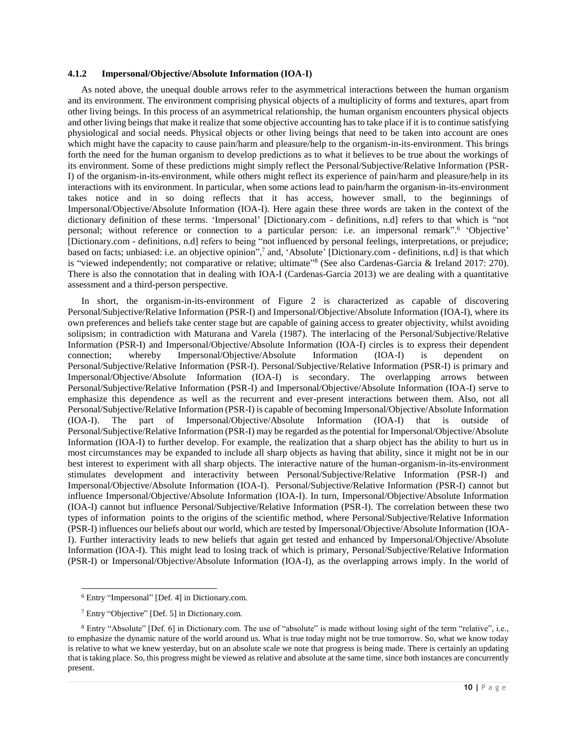### 4.1.2 Impersonal/Objective/Absolute Information (IOA-I)

As noted above, the unequal double arrows refer to the asymmetrical interactions between the human organism and its environment. The environment comprising physical objects of a multiplicity of forms and textures, apart from other living beings. In this process of an asymmetrical relationship, the human organism encounters physical objects and other living beings that make it realize that some objective accounting has to take place if it is to continue satisfying physiological and social needs. Physical objects or other living beings that need to be taken into account are ones which might have the capacity to cause pain/harm and pleasure/help to the organism-in-its-environment. This brings forth the need for the human organism to develop predictions as to what it believes to be true about the workings of its environment. Some of these predictions might simply reflect the Personal/Subjective/Relative Information (PSR-I) of the organism-in-its-environment, while others might reflect its experience of pain/harm and pleasure/help in its interactions with its environment. In particular, when some actions lead to pain/harm the organism-in-its-environment takes notice and in so doing reflects that it has access, however small, to the beginnings of Impersonal/Objective/Absolute Information (IOA-I). Here again these three words are taken in the context of the dictionary definition of these terms. 'Impersonal' [Dictionary.com - definitions, n.d] refers to that which is "not personal; without reference or connection to a particular person: i.e. an impersonal remark".[6] 'Objective' [Dictionary.com - definitions, n.d] refers to being "not influenced by personal feelings, interpretations, or prejudice; based on facts; unbiased: i.e. an objective opinion",[7] and, 'Absolute' [Dictionary.com - definitions, n.d] is that which is "viewed independently; not comparative or relative; ultimate"[8] (See also Cardenas-Garcia & Ireland 2017: 270). There is also the connotation that in dealing with IOA-I (Cardenas-Garcia 2013) we are dealing with a quantitative assessment and a third-person perspective.

In short, the organism-in-its-environment of Figure 2 is characterized as capable of discovering Personal/Subjective/Relative Information (PSR-I) and Impersonal/Objective/Absolute Information (IOA-I), where its own preferences and beliefs take center stage but are capable of gaining access to greater objectivity, whilst avoiding solipsism; in contradiction with Maturana and Varela (1987). The interlacing of the Personal/Subjective/Relative Information (PSR-I) and Impersonal/Objective/Absolute Information (IOA-I) circles is to express their dependent connection; whereby Impersonal/Objective/Absolute Information (IOA-I) is dependent on Personal/Subjective/Relative Information (PSR-I). Personal/Subjective/Relative Information (PSR-I) is primary and Impersonal/Objective/Absolute Information (IOA-I) is secondary. The overlapping arrows between Personal/Subjective/Relative Information (PSR-I) and Impersonal/Objective/Absolute Information (IOA-I) serve to emphasize this dependence as well as the recurrent and ever-present interactions between them. Also, not all Personal/Subjective/Relative Information (PSR-I) is capable of becoming Impersonal/Objective/Absolute Information (IOA-I). The part of Impersonal/Objective/Absolute Information (IOA-I) that is outside of Personal/Subjective/Relative Information (PSR-I) may be regarded as the potential for Impersonal/Objective/Absolute Information (IOA-I) to further develop. For example, the realization that a sharp object has the ability to hurt us in most circumstances may be expanded to include all sharp objects as having that ability, since it might not be in our best interest to experiment with all sharp objects. The interactive nature of the human-organism-in-its-environment stimulates development and interactivity between Personal/Subjective/Relative Information (PSR-I) and Impersonal/Objective/Absolute Information (IOA-I). Personal/Subjective/Relative Information (PSR-I) cannot but influence Impersonal/Objective/Absolute Information (IOA-I). In turn, Impersonal/Objective/Absolute Information (IOA-I) cannot but influence Personal/Subjective/Relative Information (PSR-I). The correlation between these two types of information points to the origins of the scientific method, where Personal/Subjective/Relative Information (PSR-I) influences our beliefs about our world, which are tested by Impersonal/Objective/Absolute Information (IOA-I). Further interactivity leads to new beliefs that again get tested and enhanced by Impersonal/Objective/Absolute Information (IOA-I). This might lead to losing track of which is primary, Personal/Subjective/Relative Information (PSR-I) or Impersonal/Objective/Absolute Information (IOA-I), as the overlapping arrows imply. In the world of

---

[6] Entry "Impersonal" [Def. 4] in Dictionary.com.

[7] Entry "Objective" [Def. 5] in Dictionary.com.

[8] Entry "Absolute" [Def. 6] in Dictionary.com. The use of "absolute" is made without losing sight of the term "relative", i.e., to emphasize the dynamic nature of the world around us. What is true today might not be true tomorrow. So, what we know today is relative to what we knew yesterday, but on an absolute scale we note that progress is being made. There is certainly an updating that is taking place. So, this progress might be viewed as relative and absolute at the same time, since both instances are concurrently present.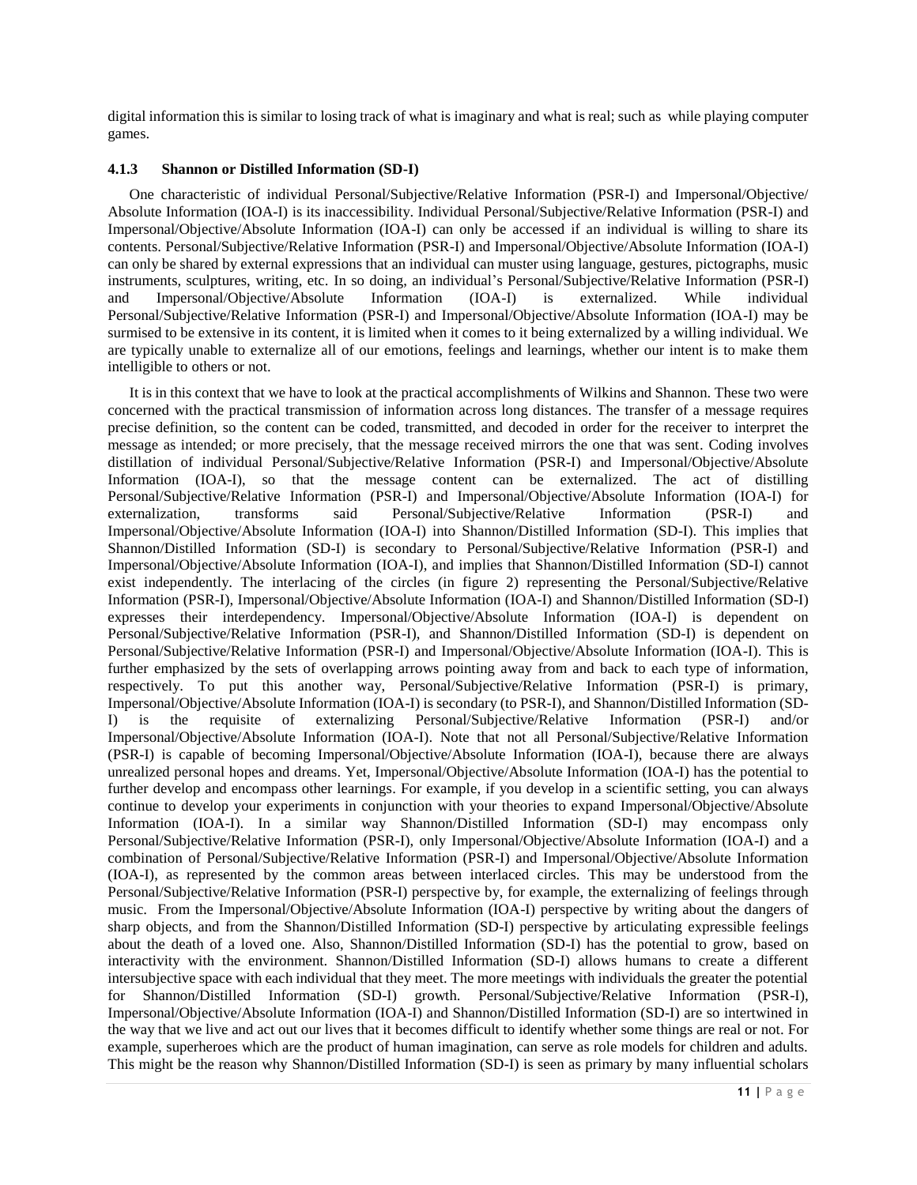digital information this is similar to losing track of what is imaginary and what is real; such as while playing computer games.

### 4.1.3 Shannon or Distilled Information (SD-I)

One characteristic of individual Personal/Subjective/Relative Information (PSR-I) and Impersonal/Objective/ Absolute Information (IOA-I) is its inaccessibility. Individual Personal/Subjective/Relative Information (PSR-I) and Impersonal/Objective/Absolute Information (IOA-I) can only be accessed if an individual is willing to share its contents. Personal/Subjective/Relative Information (PSR-I) and Impersonal/Objective/Absolute Information (IOA-I) can only be shared by external expressions that an individual can muster using language, gestures, pictographs, music instruments, sculptures, writing, etc. In so doing, an individual's Personal/Subjective/Relative Information (PSR-I) and Impersonal/Objective/Absolute Information (IOA-I) is externalized. While individual Personal/Subjective/Relative Information (PSR-I) and Impersonal/Objective/Absolute Information (IOA-I) may be surmised to be extensive in its content, it is limited when it comes to it being externalized by a willing individual. We are typically unable to externalize all of our emotions, feelings and learnings, whether our intent is to make them intelligible to others or not.

It is in this context that we have to look at the practical accomplishments of Wilkins and Shannon. These two were concerned with the practical transmission of information across long distances. The transfer of a message requires precise definition, so the content can be coded, transmitted, and decoded in order for the receiver to interpret the message as intended; or more precisely, that the message received mirrors the one that was sent. Coding involves distillation of individual Personal/Subjective/Relative Information (PSR-I) and Impersonal/Objective/Absolute Information (IOA-I), so that the message content can be externalized. The act of distilling Personal/Subjective/Relative Information (PSR-I) and Impersonal/Objective/Absolute Information (IOA-I) for externalization, transforms said Personal/Subjective/Relative Information (PSR-I) and Impersonal/Objective/Absolute Information (IOA-I) into Shannon/Distilled Information (SD-I). This implies that Shannon/Distilled Information (SD-I) is secondary to Personal/Subjective/Relative Information (PSR-I) and Impersonal/Objective/Absolute Information (IOA-I), and implies that Shannon/Distilled Information (SD-I) cannot exist independently. The interlacing of the circles (in figure 2) representing the Personal/Subjective/Relative Information (PSR-I), Impersonal/Objective/Absolute Information (IOA-I) and Shannon/Distilled Information (SD-I) expresses their interdependency. Impersonal/Objective/Absolute Information (IOA-I) is dependent on Personal/Subjective/Relative Information (PSR-I), and Shannon/Distilled Information (SD-I) is dependent on Personal/Subjective/Relative Information (PSR-I) and Impersonal/Objective/Absolute Information (IOA-I). This is further emphasized by the sets of overlapping arrows pointing away from and back to each type of information, respectively. To put this another way, Personal/Subjective/Relative Information (PSR-I) is primary, Impersonal/Objective/Absolute Information (IOA-I) is secondary (to PSR-I), and Shannon/Distilled Information (SD-I) is the requisite of externalizing Personal/Subjective/Relative Information (PSR-I) and/or Impersonal/Objective/Absolute Information (IOA-I). Note that not all Personal/Subjective/Relative Information (PSR-I) is capable of becoming Impersonal/Objective/Absolute Information (IOA-I), because there are always unrealized personal hopes and dreams. Yet, Impersonal/Objective/Absolute Information (IOA-I) has the potential to further develop and encompass other learnings. For example, if you develop in a scientific setting, you can always continue to develop your experiments in conjunction with your theories to expand Impersonal/Objective/Absolute Information (IOA-I). In a similar way Shannon/Distilled Information (SD-I) may encompass only Personal/Subjective/Relative Information (PSR-I), only Impersonal/Objective/Absolute Information (IOA-I) and a combination of Personal/Subjective/Relative Information (PSR-I) and Impersonal/Objective/Absolute Information (IOA-I), as represented by the common areas between interlaced circles. This may be understood from the Personal/Subjective/Relative Information (PSR-I) perspective by, for example, the externalizing of feelings through music. From the Impersonal/Objective/Absolute Information (IOA-I) perspective by writing about the dangers of sharp objects, and from the Shannon/Distilled Information (SD-I) perspective by articulating expressible feelings about the death of a loved one. Also, Shannon/Distilled Information (SD-I) has the potential to grow, based on interactivity with the environment. Shannon/Distilled Information (SD-I) allows humans to create a different intersubjective space with each individual that they meet. The more meetings with individuals the greater the potential for Shannon/Distilled Information (SD-I) growth. Personal/Subjective/Relative Information (PSR-I), Impersonal/Objective/Absolute Information (IOA-I) and Shannon/Distilled Information (SD-I) are so intertwined in the way that we live and act out our lives that it becomes difficult to identify whether some things are real or not. For example, superheroes which are the product of human imagination, can serve as role models for children and adults. This might be the reason why Shannon/Distilled Information (SD-I) is seen as primary by many influential scholars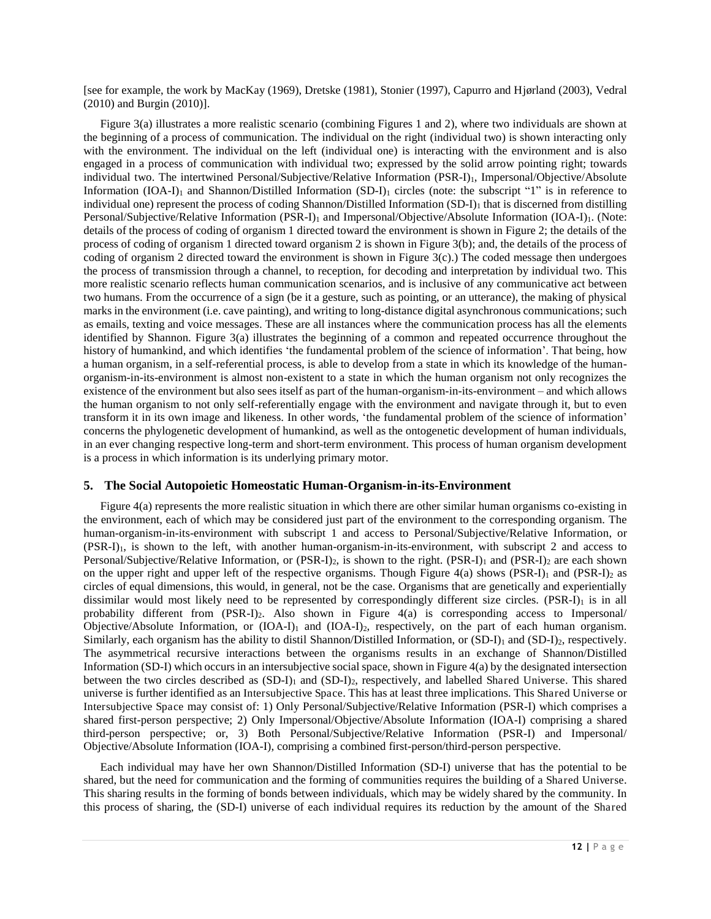[see for example, the work by MacKay (1969), Dretske (1981), Stonier (1997), Capurro and Hjørland (2003), Vedral (2010) and Burgin (2010)].

Figure 3(a) illustrates a more realistic scenario (combining Figures 1 and 2), where two individuals are shown at the beginning of a process of communication. The individual on the right (individual two) is shown interacting only with the environment. The individual on the left (individual one) is interacting with the environment and is also engaged in a process of communication with individual two; expressed by the solid arrow pointing right; towards individual two. The intertwined Personal/Subjective/Relative Information $(PSR\text{-}I)_1$, Impersonal/Objective/Absolute Information $(IOA\text{-}I)_1$ and Shannon/Distilled Information $(SD\text{-}I)_1$ circles (note: the subscript "1" is in reference to individual one) represent the process of coding Shannon/Distilled Information $(SD\text{-}I)_1$ that is discerned from distilling Personal/Subjective/Relative Information $(PSR\text{-}I)_1$ and Impersonal/Objective/Absolute Information $(IOA\text{-}I)_1$. (Note: details of the process of coding of organism 1 directed toward the environment is shown in Figure 2; the details of the process of coding of organism 1 directed toward organism 2 is shown in Figure 3(b); and, the details of the process of coding of organism 2 directed toward the environment is shown in Figure 3(c).) The coded message then undergoes the process of transmission through a channel, to reception, for decoding and interpretation by individual two. This more realistic scenario reflects human communication scenarios, and is inclusive of any communicative act between two humans. From the occurrence of a sign (be it a gesture, such as pointing, or an utterance), the making of physical marks in the environment (i.e. cave painting), and writing to long-distance digital asynchronous communications; such as emails, texting and voice messages. These are all instances where the communication process has all the elements identified by Shannon. Figure 3(a) illustrates the beginning of a common and repeated occurrence throughout the history of humankind, and which identifies 'the fundamental problem of the science of information'. That being, how a human organism, in a self-referential process, is able to develop from a state in which its knowledge of the human-organism-in-its-environment is almost non-existent to a state in which the human organism not only recognizes the existence of the environment but also sees itself as part of the human-organism-in-its-environment – and which allows the human organism to not only self-referentially engage with the environment and navigate through it, but to even transform it in its own image and likeness. In other words, 'the fundamental problem of the science of information' concerns the phylogenetic development of humankind, as well as the ontogenetic development of human individuals, in an ever changing respective long-term and short-term environment. This process of human organism development is a process in which information is its underlying primary motor.

## 5. The Social Autopoietic Homeostatic Human-Organism-in-its-Environment

Figure 4(a) represents the more realistic situation in which there are other similar human organisms co-existing in the environment, each of which may be considered just part of the environment to the corresponding organism. The human-organism-in-its-environment with subscript 1 and access to Personal/Subjective/Relative Information, or $(PSR\text{-}I)_1$, is shown to the left, with another human-organism-in-its-environment, with subscript 2 and access to Personal/Subjective/Relative Information, or $(PSR\text{-}I)_2$, is shown to the right. $(PSR\text{-}I)_1$ and $(PSR\text{-}I)_2$ are each shown on the upper right and upper left of the respective organisms. Though Figure 4(a) shows $(PSR\text{-}I)_1$ and $(PSR\text{-}I)_2$ as circles of equal dimensions, this would, in general, not be the case. Organisms that are genetically and experientially dissimilar would most likely need to be represented by correspondingly different size circles. $(PSR\text{-}I)_1$ is in all probability different from $(PSR\text{-}I)_2$. Also shown in Figure 4(a) is corresponding access to Impersonal/ Objective/Absolute Information, or $(IOA\text{-}I)_1$ and $(IOA\text{-}I)_2$, respectively, on the part of each human organism. Similarly, each organism has the ability to distil Shannon/Distilled Information, or $(SD\text{-}I)_1$ and $(SD\text{-}I)_2$, respectively. The asymmetrical recursive interactions between the organisms results in an exchange of Shannon/Distilled Information (SD-I) which occurs in an intersubjective social space, shown in Figure 4(a) by the designated intersection between the two circles described as $(SD\text{-}I)_1$ and $(SD\text{-}I)_2$, respectively, and labelled Shared Universe. This shared universe is further identified as an Intersubjective Space. This has at least three implications. This Shared Universe or Intersubjective Space may consist of: 1) Only Personal/Subjective/Relative Information (PSR-I) which comprises a shared first-person perspective; 2) Only Impersonal/Objective/Absolute Information (IOA-I) comprising a shared third-person perspective; or, 3) Both Personal/Subjective/Relative Information (PSR-I) and Impersonal/ Objective/Absolute Information (IOA-I), comprising a combined first-person/third-person perspective.

Each individual may have her own Shannon/Distilled Information (SD-I) universe that has the potential to be shared, but the need for communication and the forming of communities requires the building of a Shared Universe. This sharing results in the forming of bonds between individuals, which may be widely shared by the community. In this process of sharing, the (SD-I) universe of each individual requires its reduction by the amount of the Shared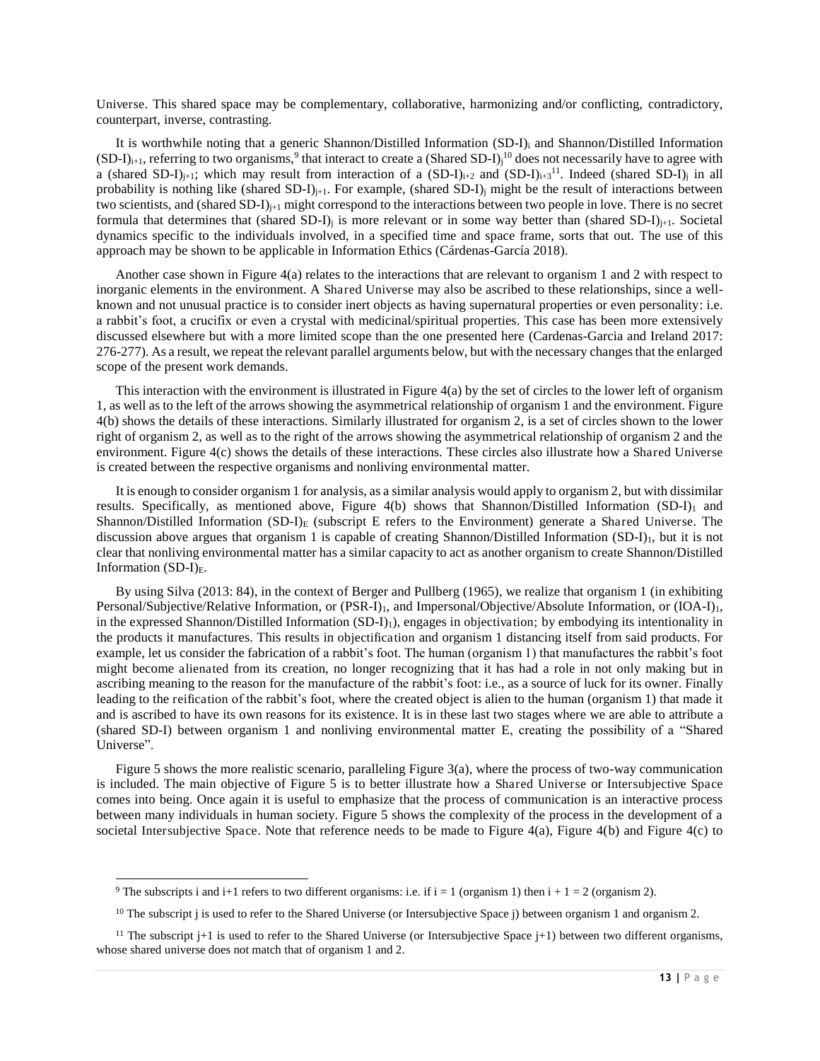Universe. This shared space may be complementary, collaborative, harmonizing and/or conflicting, contradictory, counterpart, inverse, contrasting.

It is worthwhile noting that a generic Shannon/Distilled Information $(SD\text{-}I)_i$ and Shannon/Distilled Information $(SD\text{-}I)_{i+1}$, referring to two organisms,[9] that interact to create a $(\text{Shared } SD\text{-}I)_j$[10] does not necessarily have to agree with a $(\text{shared } SD\text{-}I)_{j+1}$; which may result from interaction of a $(SD\text{-}I)_{i+2}$ and $(SD\text{-}I)_{i+3}$[11]. Indeed $(\text{shared } SD\text{-}I)_j$ in all probability is nothing like $(\text{shared } SD\text{-}I)_{j+1}$. For example, $(\text{shared } SD\text{-}I)_j$ might be the result of interactions between two scientists, and $(\text{shared } SD\text{-}I)_{j+1}$ might correspond to the interactions between two people in love. There is no secret formula that determines that $(\text{shared } SD\text{-}I)_j$ is more relevant or in some way better than $(\text{shared } SD\text{-}I)_{j+1}$. Societal dynamics specific to the individuals involved, in a specified time and space frame, sorts that out. The use of this approach may be shown to be applicable in Information Ethics (Cárdenas-García 2018).

Another case shown in Figure 4(a) relates to the interactions that are relevant to organism 1 and 2 with respect to inorganic elements in the environment. A Shared Universe may also be ascribed to these relationships, since a well-known and not unusual practice is to consider inert objects as having supernatural properties or even personality: i.e. a rabbit's foot, a crucifix or even a crystal with medicinal/spiritual properties. This case has been more extensively discussed elsewhere but with a more limited scope than the one presented here (Cardenas-Garcia and Ireland 2017: 276-277). As a result, we repeat the relevant parallel arguments below, but with the necessary changes that the enlarged scope of the present work demands.

This interaction with the environment is illustrated in Figure 4(a) by the set of circles to the lower left of organism 1, as well as to the left of the arrows showing the asymmetrical relationship of organism 1 and the environment. Figure 4(b) shows the details of these interactions. Similarly illustrated for organism 2, is a set of circles shown to the lower right of organism 2, as well as to the right of the arrows showing the asymmetrical relationship of organism 2 and the environment. Figure 4(c) shows the details of these interactions. These circles also illustrate how a Shared Universe is created between the respective organisms and nonliving environmental matter.

It is enough to consider organism 1 for analysis, as a similar analysis would apply to organism 2, but with dissimilar results. Specifically, as mentioned above, Figure 4(b) shows that Shannon/Distilled Information $(SD\text{-}I)_1$ and Shannon/Distilled Information $(SD\text{-}I)_E$ (subscript E refers to the Environment) generate a Shared Universe. The discussion above argues that organism 1 is capable of creating Shannon/Distilled Information $(SD\text{-}I)_1$, but it is not clear that nonliving environmental matter has a similar capacity to act as another organism to create Shannon/Distilled Information $(SD\text{-}I)_E$.

By using Silva (2013: 84), in the context of Berger and Pullberg (1965), we realize that organism 1 (in exhibiting Personal/Subjective/Relative Information, or $(PSR\text{-}I)_1$, and Impersonal/Objective/Absolute Information, or $(IOA\text{-}I)_1$, in the expressed Shannon/Distilled Information $(SD\text{-}I)_1$), engages in objectivation; by embodying its intentionality in the products it manufactures. This results in objectification and organism 1 distancing itself from said products. For example, let us consider the fabrication of a rabbit's foot. The human (organism 1) that manufactures the rabbit's foot might become alienated from its creation, no longer recognizing that it has had a role in not only making but in ascribing meaning to the reason for the manufacture of the rabbit's foot: i.e., as a source of luck for its owner. Finally leading to the reification of the rabbit's foot, where the created object is alien to the human (organism 1) that made it and is ascribed to have its own reasons for its existence. It is in these last two stages where we are able to attribute a (shared SD-I) between organism 1 and nonliving environmental matter E, creating the possibility of a "Shared Universe".

Figure 5 shows the more realistic scenario, paralleling Figure 3(a), where the process of two-way communication is included. The main objective of Figure 5 is to better illustrate how a Shared Universe or Intersubjective Space comes into being. Once again it is useful to emphasize that the process of communication is an interactive process between many individuals in human society. Figure 5 shows the complexity of the process in the development of a societal Intersubjective Space. Note that reference needs to be made to Figure 4(a), Figure 4(b) and Figure 4(c) to

---

[9] The subscripts i and i+1 refers to two different organisms: i.e. if $i = 1$ (organism 1) then $i + 1 = 2$ (organism 2).

[10] The subscript j is used to refer to the Shared Universe (or Intersubjective Space j) between organism 1 and organism 2.

[11] The subscript j+1 is used to refer to the Shared Universe (or Intersubjective Space j+1) between two different organisms, whose shared universe does not match that of organism 1 and 2.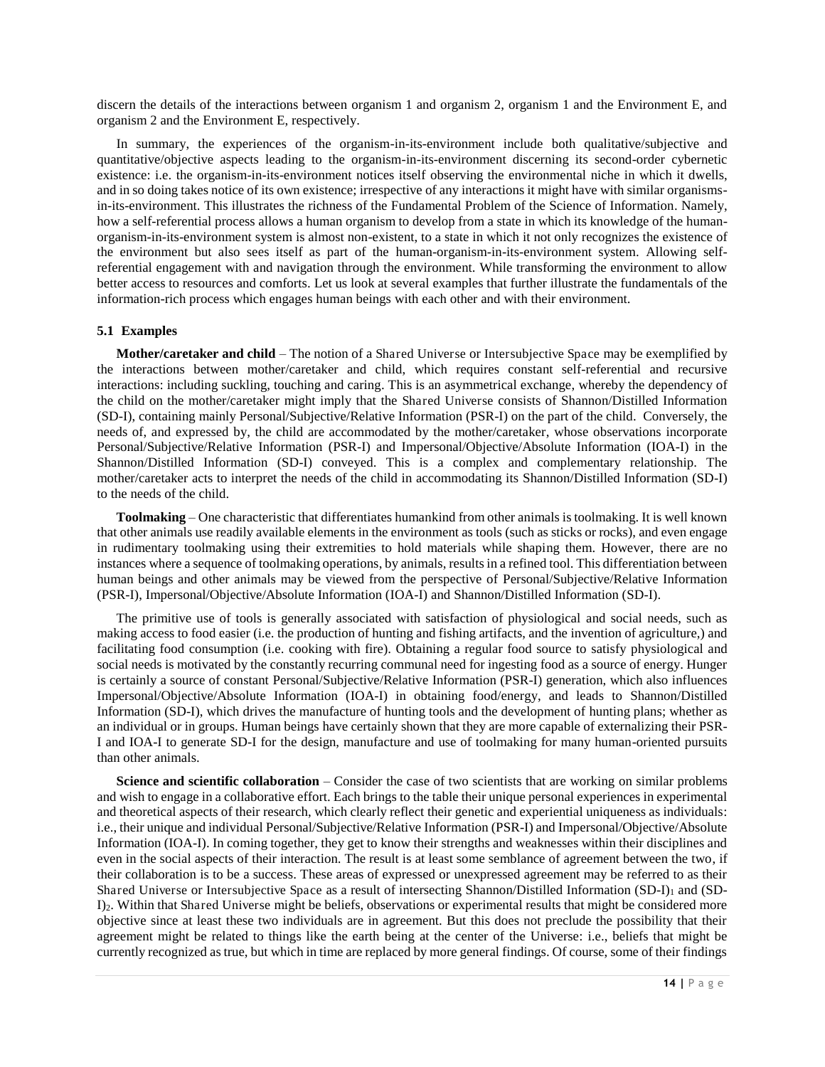discern the details of the interactions between organism 1 and organism 2, organism 1 and the Environment E, and organism 2 and the Environment E, respectively.

In summary, the experiences of the organism-in-its-environment include both qualitative/subjective and quantitative/objective aspects leading to the organism-in-its-environment discerning its second-order cybernetic existence: i.e. the organism-in-its-environment notices itself observing the environmental niche in which it dwells, and in so doing takes notice of its own existence; irrespective of any interactions it might have with similar organisms-in-its-environment. This illustrates the richness of the Fundamental Problem of the Science of Information. Namely, how a self-referential process allows a human organism to develop from a state in which its knowledge of the human-organism-in-its-environment system is almost non-existent, to a state in which it not only recognizes the existence of the environment but also sees itself as part of the human-organism-in-its-environment system. Allowing self-referential engagement with and navigation through the environment. While transforming the environment to allow better access to resources and comforts. Let us look at several examples that further illustrate the fundamentals of the information-rich process which engages human beings with each other and with their environment.

### 5.1 Examples

**Mother/caretaker and child** – The notion of a Shared Universe or Intersubjective Space may be exemplified by the interactions between mother/caretaker and child, which requires constant self-referential and recursive interactions: including suckling, touching and caring. This is an asymmetrical exchange, whereby the dependency of the child on the mother/caretaker might imply that the Shared Universe consists of Shannon/Distilled Information (SD-I), containing mainly Personal/Subjective/Relative Information (PSR-I) on the part of the child. Conversely, the needs of, and expressed by, the child are accommodated by the mother/caretaker, whose observations incorporate Personal/Subjective/Relative Information (PSR-I) and Impersonal/Objective/Absolute Information (IOA-I) in the Shannon/Distilled Information (SD-I) conveyed. This is a complex and complementary relationship. The mother/caretaker acts to interpret the needs of the child in accommodating its Shannon/Distilled Information (SD-I) to the needs of the child.

**Toolmaking** – One characteristic that differentiates humankind from other animals is toolmaking. It is well known that other animals use readily available elements in the environment as tools (such as sticks or rocks), and even engage in rudimentary toolmaking using their extremities to hold materials while shaping them. However, there are no instances where a sequence of toolmaking operations, by animals, results in a refined tool. This differentiation between human beings and other animals may be viewed from the perspective of Personal/Subjective/Relative Information (PSR-I), Impersonal/Objective/Absolute Information (IOA-I) and Shannon/Distilled Information (SD-I).

The primitive use of tools is generally associated with satisfaction of physiological and social needs, such as making access to food easier (i.e. the production of hunting and fishing artifacts, and the invention of agriculture,) and facilitating food consumption (i.e. cooking with fire). Obtaining a regular food source to satisfy physiological and social needs is motivated by the constantly recurring communal need for ingesting food as a source of energy. Hunger is certainly a source of constant Personal/Subjective/Relative Information (PSR-I) generation, which also influences Impersonal/Objective/Absolute Information (IOA-I) in obtaining food/energy, and leads to Shannon/Distilled Information (SD-I), which drives the manufacture of hunting tools and the development of hunting plans; whether as an individual or in groups. Human beings have certainly shown that they are more capable of externalizing their PSR-I and IOA-I to generate SD-I for the design, manufacture and use of toolmaking for many human-oriented pursuits than other animals.

**Science and scientific collaboration** – Consider the case of two scientists that are working on similar problems and wish to engage in a collaborative effort. Each brings to the table their unique personal experiences in experimental and theoretical aspects of their research, which clearly reflect their genetic and experiential uniqueness as individuals: i.e., their unique and individual Personal/Subjective/Relative Information (PSR-I) and Impersonal/Objective/Absolute Information (IOA-I). In coming together, they get to know their strengths and weaknesses within their disciplines and even in the social aspects of their interaction. The result is at least some semblance of agreement between the two, if their collaboration is to be a success. These areas of expressed or unexpressed agreement may be referred to as their Shared Universe or Intersubjective Space as a result of intersecting Shannon/Distilled Information $(SD\text{-}I)_1$ and $(SD\text{-}I)_2$. Within that Shared Universe might be beliefs, observations or experimental results that might be considered more objective since at least these two individuals are in agreement. But this does not preclude the possibility that their agreement might be related to things like the earth being at the center of the Universe: i.e., beliefs that might be currently recognized as true, but which in time are replaced by more general findings. Of course, some of their findings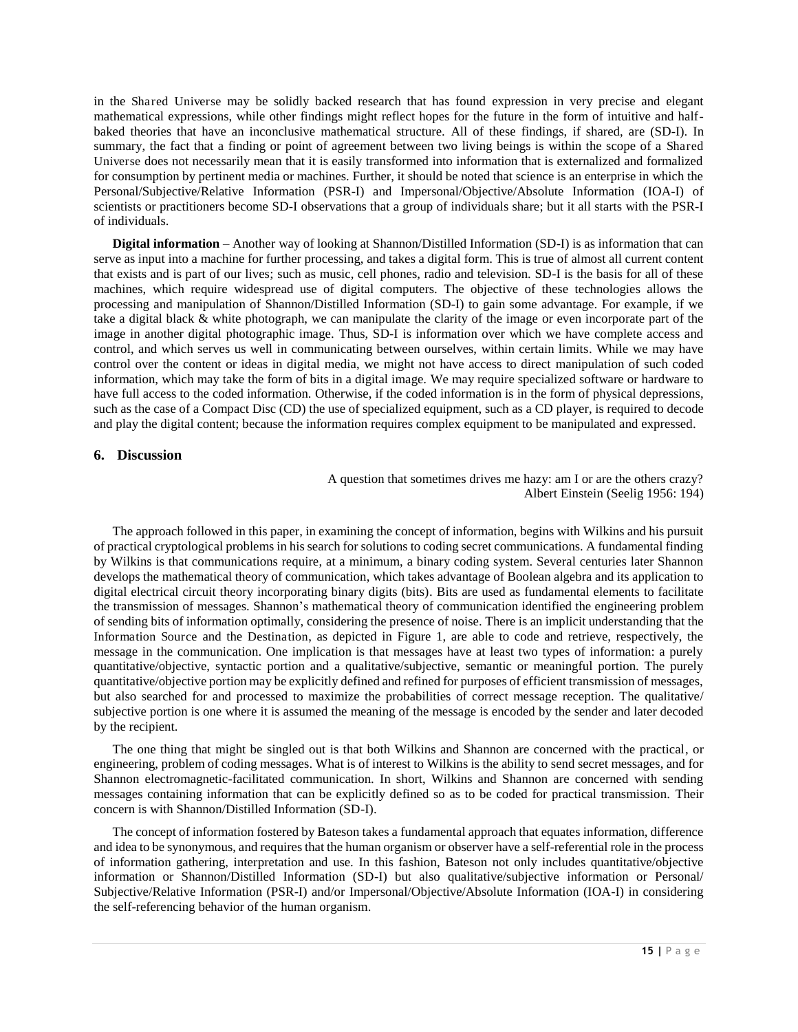in the Shared Universe may be solidly backed research that has found expression in very precise and elegant mathematical expressions, while other findings might reflect hopes for the future in the form of intuitive and half-baked theories that have an inconclusive mathematical structure. All of these findings, if shared, are (SD-I). In summary, the fact that a finding or point of agreement between two living beings is within the scope of a Shared Universe does not necessarily mean that it is easily transformed into information that is externalized and formalized for consumption by pertinent media or machines. Further, it should be noted that science is an enterprise in which the Personal/Subjective/Relative Information (PSR-I) and Impersonal/Objective/Absolute Information (IOA-I) of scientists or practitioners become SD-I observations that a group of individuals share; but it all starts with the PSR-I of individuals.

**Digital information** – Another way of looking at Shannon/Distilled Information (SD-I) is as information that can serve as input into a machine for further processing, and takes a digital form. This is true of almost all current content that exists and is part of our lives; such as music, cell phones, radio and television. SD-I is the basis for all of these machines, which require widespread use of digital computers. The objective of these technologies allows the processing and manipulation of Shannon/Distilled Information (SD-I) to gain some advantage. For example, if we take a digital black & white photograph, we can manipulate the clarity of the image or even incorporate part of the image in another digital photographic image. Thus, SD-I is information over which we have complete access and control, and which serves us well in communicating between ourselves, within certain limits. While we may have control over the content or ideas in digital media, we might not have access to direct manipulation of such coded information, which may take the form of bits in a digital image. We may require specialized software or hardware to have full access to the coded information. Otherwise, if the coded information is in the form of physical depressions, such as the case of a Compact Disc (CD) the use of specialized equipment, such as a CD player, is required to decode and play the digital content; because the information requires complex equipment to be manipulated and expressed.

## 6. Discussion

> A question that sometimes drives me hazy: am I or are the others crazy?
> Albert Einstein (Seelig 1956: 194)

The approach followed in this paper, in examining the concept of information, begins with Wilkins and his pursuit of practical cryptological problems in his search for solutions to coding secret communications. A fundamental finding by Wilkins is that communications require, at a minimum, a binary coding system. Several centuries later Shannon develops the mathematical theory of communication, which takes advantage of Boolean algebra and its application to digital electrical circuit theory incorporating binary digits (bits). Bits are used as fundamental elements to facilitate the transmission of messages. Shannon's mathematical theory of communication identified the engineering problem of sending bits of information optimally, considering the presence of noise. There is an implicit understanding that the Information Source and the Destination, as depicted in Figure 1, are able to code and retrieve, respectively, the message in the communication. One implication is that messages have at least two types of information: a purely quantitative/objective, syntactic portion and a qualitative/subjective, semantic or meaningful portion. The purely quantitative/objective portion may be explicitly defined and refined for purposes of efficient transmission of messages, but also searched for and processed to maximize the probabilities of correct message reception. The qualitative/ subjective portion is one where it is assumed the meaning of the message is encoded by the sender and later decoded by the recipient.

The one thing that might be singled out is that both Wilkins and Shannon are concerned with the practical, or engineering, problem of coding messages. What is of interest to Wilkins is the ability to send secret messages, and for Shannon electromagnetic-facilitated communication. In short, Wilkins and Shannon are concerned with sending messages containing information that can be explicitly defined so as to be coded for practical transmission. Their concern is with Shannon/Distilled Information (SD-I).

The concept of information fostered by Bateson takes a fundamental approach that equates information, difference and idea to be synonymous, and requires that the human organism or observer have a self-referential role in the process of information gathering, interpretation and use. In this fashion, Bateson not only includes quantitative/objective information or Shannon/Distilled Information (SD-I) but also qualitative/subjective information or Personal/ Subjective/Relative Information (PSR-I) and/or Impersonal/Objective/Absolute Information (IOA-I) in considering the self-referencing behavior of the human organism.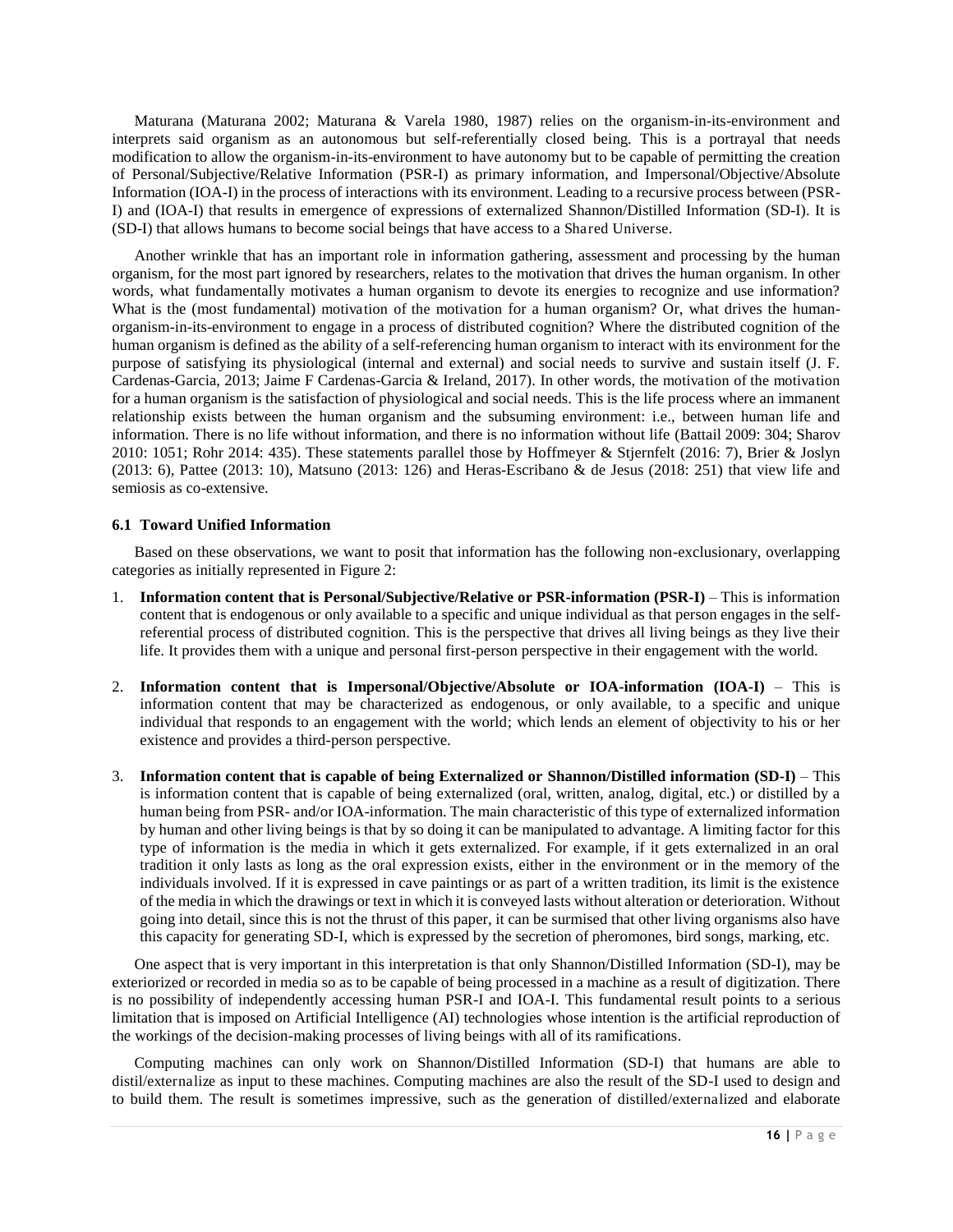Maturana (Maturana 2002; Maturana & Varela 1980, 1987) relies on the organism-in-its-environment and interprets said organism as an autonomous but self-referentially closed being. This is a portrayal that needs modification to allow the organism-in-its-environment to have autonomy but to be capable of permitting the creation of Personal/Subjective/Relative Information (PSR-I) as primary information, and Impersonal/Objective/Absolute Information (IOA-I) in the process of interactions with its environment. Leading to a recursive process between (PSR-I) and (IOA-I) that results in emergence of expressions of externalized Shannon/Distilled Information (SD-I). It is (SD-I) that allows humans to become social beings that have access to a Shared Universe.

Another wrinkle that has an important role in information gathering, assessment and processing by the human organism, for the most part ignored by researchers, relates to the motivation that drives the human organism. In other words, what fundamentally motivates a human organism to devote its energies to recognize and use information? What is the (most fundamental) motivation of the motivation for a human organism? Or, what drives the human-organism-in-its-environment to engage in a process of distributed cognition? Where the distributed cognition of the human organism is defined as the ability of a self-referencing human organism to interact with its environment for the purpose of satisfying its physiological (internal and external) and social needs to survive and sustain itself (J. F. Cardenas-Garcia, 2013; Jaime F Cardenas-Garcia & Ireland, 2017). In other words, the motivation of the motivation for a human organism is the satisfaction of physiological and social needs. This is the life process where an immanent relationship exists between the human organism and the subsuming environment: i.e., between human life and information. There is no life without information, and there is no information without life (Battail 2009: 304; Sharov 2010: 1051; Rohr 2014: 435). These statements parallel those by Hoffmeyer & Stjernfelt (2016: 7), Brier & Joslyn (2013: 6), Pattee (2013: 10), Matsuno (2013: 126) and Heras-Escribano & de Jesus (2018: 251) that view life and semiosis as co-extensive.

### 6.1 Toward Unified Information

Based on these observations, we want to posit that information has the following non-exclusionary, overlapping categories as initially represented in Figure 2:

1. **Information content that is Personal/Subjective/Relative or PSR-information (PSR-I)** – This is information content that is endogenous or only available to a specific and unique individual as that person engages in the self-referential process of distributed cognition. This is the perspective that drives all living beings as they live their life. It provides them with a unique and personal first-person perspective in their engagement with the world.

2. **Information content that is Impersonal/Objective/Absolute or IOA-information (IOA-I)** – This is information content that may be characterized as endogenous, or only available, to a specific and unique individual that responds to an engagement with the world; which lends an element of objectivity to his or her existence and provides a third-person perspective.

3. **Information content that is capable of being Externalized or Shannon/Distilled information (SD-I)** – This is information content that is capable of being externalized (oral, written, analog, digital, etc.) or distilled by a human being from PSR- and/or IOA-information. The main characteristic of this type of externalized information by human and other living beings is that by so doing it can be manipulated to advantage. A limiting factor for this type of information is the media in which it gets externalized. For example, if it gets externalized in an oral tradition it only lasts as long as the oral expression exists, either in the environment or in the memory of the individuals involved. If it is expressed in cave paintings or as part of a written tradition, its limit is the existence of the media in which the drawings or text in which it is conveyed lasts without alteration or deterioration. Without going into detail, since this is not the thrust of this paper, it can be surmised that other living organisms also have this capacity for generating SD-I, which is expressed by the secretion of pheromones, bird songs, marking, etc.

One aspect that is very important in this interpretation is that only Shannon/Distilled Information (SD-I), may be exteriorized or recorded in media so as to be capable of being processed in a machine as a result of digitization. There is no possibility of independently accessing human PSR-I and IOA-I. This fundamental result points to a serious limitation that is imposed on Artificial Intelligence (AI) technologies whose intention is the artificial reproduction of the workings of the decision-making processes of living beings with all of its ramifications.

Computing machines can only work on Shannon/Distilled Information (SD-I) that humans are able to distil/externalize as input to these machines. Computing machines are also the result of the SD-I used to design and to build them. The result is sometimes impressive, such as the generation of distilled/externalized and elaborate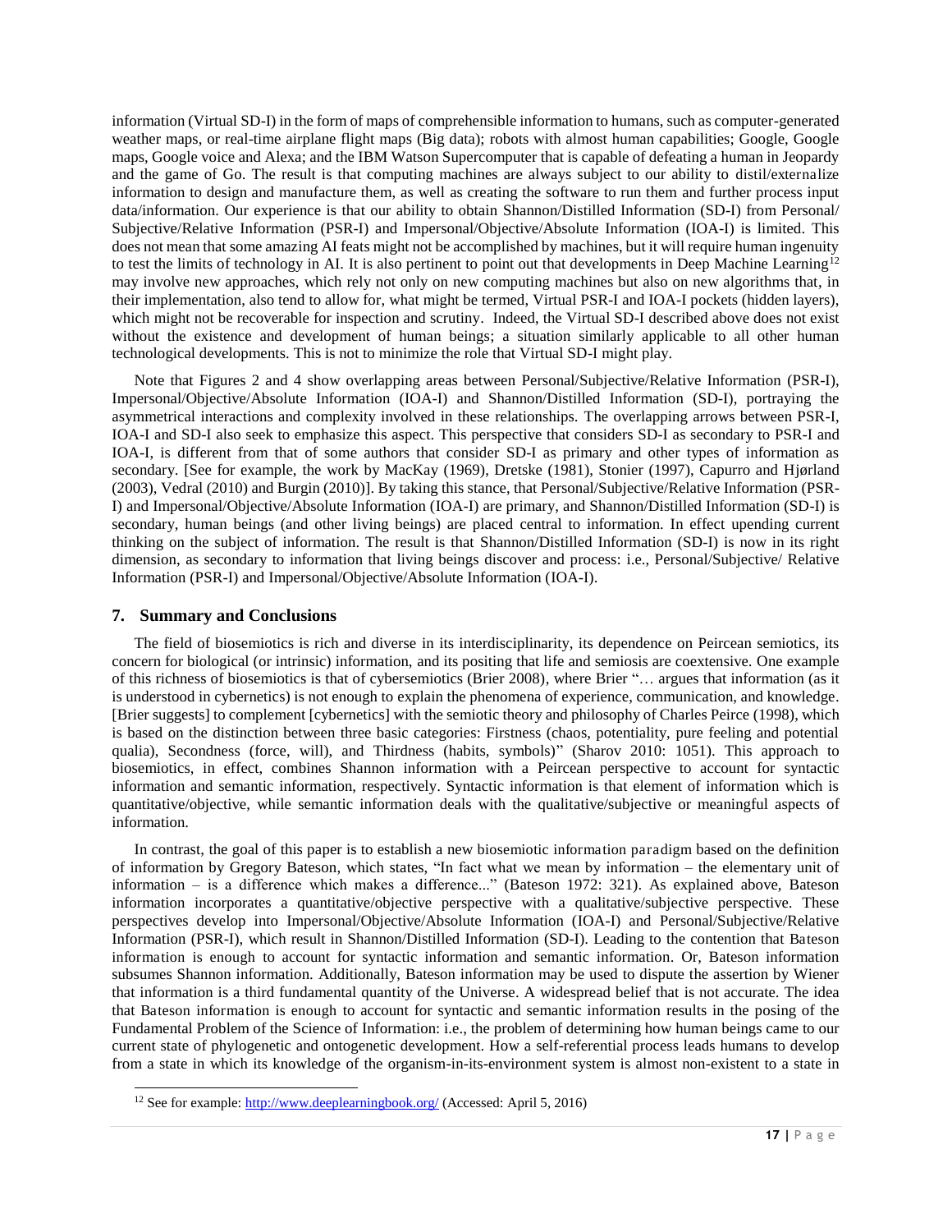information (Virtual SD-I) in the form of maps of comprehensible information to humans, such as computer-generated weather maps, or real-time airplane flight maps (Big data); robots with almost human capabilities; Google, Google maps, Google voice and Alexa; and the IBM Watson Supercomputer that is capable of defeating a human in Jeopardy and the game of Go. The result is that computing machines are always subject to our ability to distil/externalize information to design and manufacture them, as well as creating the software to run them and further process input data/information. Our experience is that our ability to obtain Shannon/Distilled Information (SD-I) from Personal/ Subjective/Relative Information (PSR-I) and Impersonal/Objective/Absolute Information (IOA-I) is limited. This does not mean that some amazing AI feats might not be accomplished by machines, but it will require human ingenuity to test the limits of technology in AI. It is also pertinent to point out that developments in Deep Machine Learning[12] may involve new approaches, which rely not only on new computing machines but also on new algorithms that, in their implementation, also tend to allow for, what might be termed, Virtual PSR-I and IOA-I pockets (hidden layers), which might not be recoverable for inspection and scrutiny. Indeed, the Virtual SD-I described above does not exist without the existence and development of human beings; a situation similarly applicable to all other human technological developments. This is not to minimize the role that Virtual SD-I might play.

Note that Figures 2 and 4 show overlapping areas between Personal/Subjective/Relative Information (PSR-I), Impersonal/Objective/Absolute Information (IOA-I) and Shannon/Distilled Information (SD-I), portraying the asymmetrical interactions and complexity involved in these relationships. The overlapping arrows between PSR-I, IOA-I and SD-I also seek to emphasize this aspect. This perspective that considers SD-I as secondary to PSR-I and IOA-I, is different from that of some authors that consider SD-I as primary and other types of information as secondary. [See for example, the work by MacKay (1969), Dretske (1981), Stonier (1997), Capurro and Hjørland (2003), Vedral (2010) and Burgin (2010)]. By taking this stance, that Personal/Subjective/Relative Information (PSR-I) and Impersonal/Objective/Absolute Information (IOA-I) are primary, and Shannon/Distilled Information (SD-I) is secondary, human beings (and other living beings) are placed central to information. In effect upending current thinking on the subject of information. The result is that Shannon/Distilled Information (SD-I) is now in its right dimension, as secondary to information that living beings discover and process: i.e., Personal/Subjective/ Relative Information (PSR-I) and Impersonal/Objective/Absolute Information (IOA-I).

## 7. Summary and Conclusions

The field of biosemiotics is rich and diverse in its interdisciplinarity, its dependence on Peircean semiotics, its concern for biological (or intrinsic) information, and its positing that life and semiosis are coextensive. One example of this richness of biosemiotics is that of cybersemiotics (Brier 2008), where Brier "… argues that information (as it is understood in cybernetics) is not enough to explain the phenomena of experience, communication, and knowledge. [Brier suggests] to complement [cybernetics] with the semiotic theory and philosophy of Charles Peirce (1998), which is based on the distinction between three basic categories: Firstness (chaos, potentiality, pure feeling and potential qualia), Secondness (force, will), and Thirdness (habits, symbols)" (Sharov 2010: 1051). This approach to biosemiotics, in effect, combines Shannon information with a Peircean perspective to account for syntactic information and semantic information, respectively. Syntactic information is that element of information which is quantitative/objective, while semantic information deals with the qualitative/subjective or meaningful aspects of information.

In contrast, the goal of this paper is to establish a new biosemiotic information paradigm based on the definition of information by Gregory Bateson, which states, "In fact what we mean by information – the elementary unit of information – is a difference which makes a difference..." (Bateson 1972: 321). As explained above, Bateson information incorporates a quantitative/objective perspective with a qualitative/subjective perspective. These perspectives develop into Impersonal/Objective/Absolute Information (IOA-I) and Personal/Subjective/Relative Information (PSR-I), which result in Shannon/Distilled Information (SD-I). Leading to the contention that Bateson information is enough to account for syntactic information and semantic information. Or, Bateson information subsumes Shannon information. Additionally, Bateson information may be used to dispute the assertion by Wiener that information is a third fundamental quantity of the Universe. A widespread belief that is not accurate. The idea that Bateson information is enough to account for syntactic and semantic information results in the posing of the Fundamental Problem of the Science of Information: i.e., the problem of determining how human beings came to our current state of phylogenetic and ontogenetic development. How a self-referential process leads humans to develop from a state in which its knowledge of the organism-in-its-environment system is almost non-existent to a state in

[12] See for example: http://www.deeplearningbook.org/ (Accessed: April 5, 2016)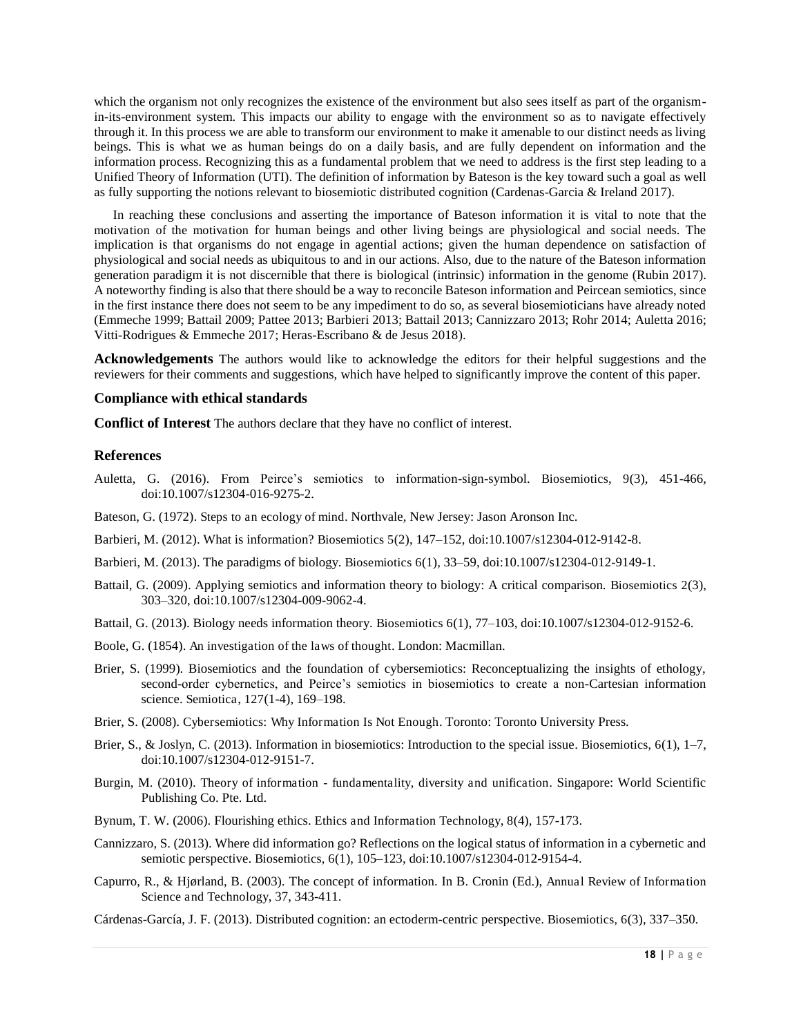which the organism not only recognizes the existence of the environment but also sees itself as part of the organism-in-its-environment system. This impacts our ability to engage with the environment so as to navigate effectively through it. In this process we are able to transform our environment to make it amenable to our distinct needs as living beings. This is what we as human beings do on a daily basis, and are fully dependent on information and the information process. Recognizing this as a fundamental problem that we need to address is the first step leading to a Unified Theory of Information (UTI). The definition of information by Bateson is the key toward such a goal as well as fully supporting the notions relevant to biosemiotic distributed cognition (Cardenas-Garcia & Ireland 2017).

In reaching these conclusions and asserting the importance of Bateson information it is vital to note that the motivation of the motivation for human beings and other living beings are physiological and social needs. The implication is that organisms do not engage in agential actions; given the human dependence on satisfaction of physiological and social needs as ubiquitous to and in our actions. Also, due to the nature of the Bateson information generation paradigm it is not discernible that there is biological (intrinsic) information in the genome (Rubin 2017). A noteworthy finding is also that there should be a way to reconcile Bateson information and Peircean semiotics, since in the first instance there does not seem to be any impediment to do so, as several biosemioticians have already noted (Emmeche 1999; Battail 2009; Pattee 2013; Barbieri 2013; Battail 2013; Cannizzaro 2013; Rohr 2014; Auletta 2016; Vitti-Rodrigues & Emmeche 2017; Heras-Escribano & de Jesus 2018).

**Acknowledgements** The authors would like to acknowledge the editors for their helpful suggestions and the reviewers for their comments and suggestions, which have helped to significantly improve the content of this paper.

### Compliance with ethical standards

**Conflict of Interest** The authors declare that they have no conflict of interest.

### References

Auletta, G. (2016). From Peirce's semiotics to information-sign-symbol. Biosemiotics, 9(3), 451-466, doi:10.1007/s12304-016-9275-2.

Bateson, G. (1972). Steps to an ecology of mind. Northvale, New Jersey: Jason Aronson Inc.

Barbieri, M. (2012). What is information? Biosemiotics 5(2), 147–152, doi:10.1007/s12304-012-9142-8.

Barbieri, M. (2013). The paradigms of biology. Biosemiotics 6(1), 33–59, doi:10.1007/s12304-012-9149-1.

Battail, G. (2009). Applying semiotics and information theory to biology: A critical comparison. Biosemiotics 2(3), 303–320, doi:10.1007/s12304-009-9062-4.

Battail, G. (2013). Biology needs information theory. Biosemiotics 6(1), 77–103, doi:10.1007/s12304-012-9152-6.

Boole, G. (1854). An investigation of the laws of thought. London: Macmillan.

Brier, S. (1999). Biosemiotics and the foundation of cybersemiotics: Reconceptualizing the insights of ethology, second-order cybernetics, and Peirce's semiotics in biosemiotics to create a non-Cartesian information science. Semiotica, 127(1-4), 169–198.

Brier, S. (2008). Cybersemiotics: Why Information Is Not Enough. Toronto: Toronto University Press.

Brier, S., & Joslyn, C. (2013). Information in biosemiotics: Introduction to the special issue. Biosemiotics, 6(1), 1–7, doi:10.1007/s12304-012-9151-7.

Burgin, M. (2010). Theory of information - fundamentality, diversity and unification. Singapore: World Scientific Publishing Co. Pte. Ltd.

Bynum, T. W. (2006). Flourishing ethics. Ethics and Information Technology, 8(4), 157-173.

Cannizzaro, S. (2013). Where did information go? Reflections on the logical status of information in a cybernetic and semiotic perspective. Biosemiotics, 6(1), 105–123, doi:10.1007/s12304-012-9154-4.

Capurro, R., & Hjørland, B. (2003). The concept of information. In B. Cronin (Ed.), Annual Review of Information Science and Technology, 37, 343-411.

Cárdenas-García, J. F. (2013). Distributed cognition: an ectoderm-centric perspective. Biosemiotics, 6(3), 337–350.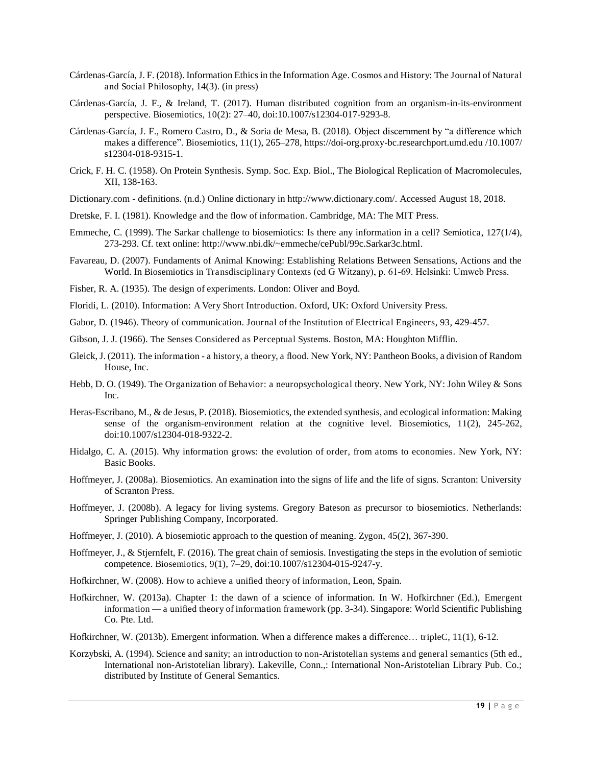Cárdenas-García, J. F. (2018). Information Ethics in the Information Age. Cosmos and History: The Journal of Natural and Social Philosophy, 14(3). (in press)

Cárdenas-García, J. F., & Ireland, T. (2017). Human distributed cognition from an organism-in-its-environment perspective. Biosemiotics, 10(2): 27–40, doi:10.1007/s12304-017-9293-8.

Cárdenas-García, J. F., Romero Castro, D., & Soria de Mesa, B. (2018). Object discernment by "a difference which makes a difference". Biosemiotics, 11(1), 265–278, https://doi-org.proxy-bc.researchport.umd.edu /10.1007/ s12304-018-9315-1.

Crick, F. H. C. (1958). On Protein Synthesis. Symp. Soc. Exp. Biol., The Biological Replication of Macromolecules, XII, 138-163.

Dictionary.com - definitions. (n.d.) Online dictionary in http://www.dictionary.com/. Accessed August 18, 2018.

Dretske, F. I. (1981). Knowledge and the flow of information. Cambridge, MA: The MIT Press.

Emmeche, C. (1999). The Sarkar challenge to biosemiotics: Is there any information in a cell? Semiotica, 127(1/4), 273-293. Cf. text online: http://www.nbi.dk/~emmeche/cePubl/99c.Sarkar3c.html.

Favareau, D. (2007). Fundaments of Animal Knowing: Establishing Relations Between Sensations, Actions and the World. In Biosemiotics in Transdisciplinary Contexts (ed G Witzany), p. 61-69. Helsinki: Umweb Press.

Fisher, R. A. (1935). The design of experiments. London: Oliver and Boyd.

Floridi, L. (2010). Information: A Very Short Introduction. Oxford, UK: Oxford University Press.

Gabor, D. (1946). Theory of communication. Journal of the Institution of Electrical Engineers, 93, 429-457.

Gibson, J. J. (1966). The Senses Considered as Perceptual Systems. Boston, MA: Houghton Mifflin.

Gleick, J. (2011). The information - a history, a theory, a flood. New York, NY: Pantheon Books, a division of Random House, Inc.

Hebb, D. O. (1949). The Organization of Behavior: a neuropsychological theory. New York, NY: John Wiley & Sons Inc.

Heras-Escribano, M., & de Jesus, P. (2018). Biosemiotics, the extended synthesis, and ecological information: Making sense of the organism-environment relation at the cognitive level. Biosemiotics, 11(2), 245-262, doi:10.1007/s12304-018-9322-2.

Hidalgo, C. A. (2015). Why information grows: the evolution of order, from atoms to economies. New York, NY: Basic Books.

Hoffmeyer, J. (2008a). Biosemiotics. An examination into the signs of life and the life of signs. Scranton: University of Scranton Press.

Hoffmeyer, J. (2008b). A legacy for living systems. Gregory Bateson as precursor to biosemiotics. Netherlands: Springer Publishing Company, Incorporated.

Hoffmeyer, J. (2010). A biosemiotic approach to the question of meaning. Zygon, 45(2), 367-390.

Hoffmeyer, J., & Stjernfelt, F. (2016). The great chain of semiosis. Investigating the steps in the evolution of semiotic competence. Biosemiotics, 9(1), 7–29, doi:10.1007/s12304-015-9247-y.

Hofkirchner, W. (2008). How to achieve a unified theory of information, Leon, Spain.

Hofkirchner, W. (2013a). Chapter 1: the dawn of a science of information. In W. Hofkirchner (Ed.), Emergent information — a unified theory of information framework (pp. 3-34). Singapore: World Scientific Publishing Co. Pte. Ltd.

Hofkirchner, W. (2013b). Emergent information. When a difference makes a difference… tripleC, 11(1), 6-12.

Korzybski, A. (1994). Science and sanity; an introduction to non-Aristotelian systems and general semantics (5th ed., International non-Aristotelian library). Lakeville, Conn.,: International Non-Aristotelian Library Pub. Co.; distributed by Institute of General Semantics.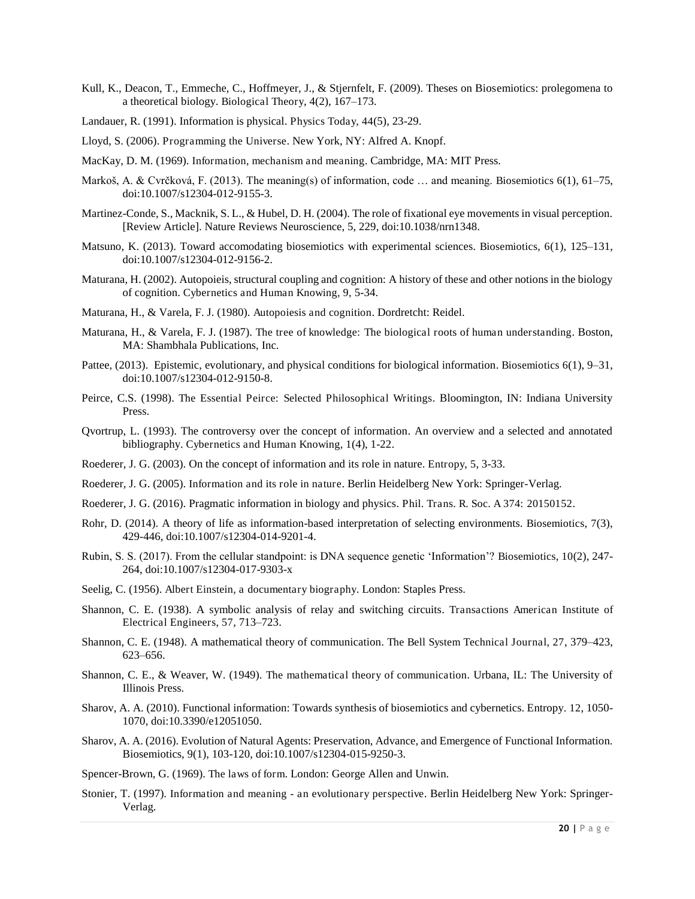Kull, K., Deacon, T., Emmeche, C., Hoffmeyer, J., & Stjernfelt, F. (2009). Theses on Biosemiotics: prolegomena to a theoretical biology. Biological Theory, 4(2), 167–173.

Landauer, R. (1991). Information is physical. Physics Today, 44(5), 23-29.

Lloyd, S. (2006). Programming the Universe. New York, NY: Alfred A. Knopf.

MacKay, D. M. (1969). Information, mechanism and meaning. Cambridge, MA: MIT Press.

Markoš, A. & Cvrčková, F. (2013). The meaning(s) of information, code … and meaning. Biosemiotics 6(1), 61–75, doi:10.1007/s12304-012-9155-3.

Martinez-Conde, S., Macknik, S. L., & Hubel, D. H. (2004). The role of fixational eye movements in visual perception. [Review Article]. Nature Reviews Neuroscience, 5, 229, doi:10.1038/nrn1348.

Matsuno, K. (2013). Toward accomodating biosemiotics with experimental sciences. Biosemiotics, 6(1), 125–131, doi:10.1007/s12304-012-9156-2.

Maturana, H. (2002). Autopoieis, structural coupling and cognition: A history of these and other notions in the biology of cognition. Cybernetics and Human Knowing, 9, 5-34.

Maturana, H., & Varela, F. J. (1980). Autopoiesis and cognition. Dordretcht: Reidel.

Maturana, H., & Varela, F. J. (1987). The tree of knowledge: The biological roots of human understanding. Boston, MA: Shambhala Publications, Inc.

Pattee, (2013). Epistemic, evolutionary, and physical conditions for biological information. Biosemiotics 6(1), 9–31, doi:10.1007/s12304-012-9150-8.

Peirce, C.S. (1998). The Essential Peirce: Selected Philosophical Writings. Bloomington, IN: Indiana University Press.

Qvortrup, L. (1993). The controversy over the concept of information. An overview and a selected and annotated bibliography. Cybernetics and Human Knowing, 1(4), 1-22.

Roederer, J. G. (2003). On the concept of information and its role in nature. Entropy, 5, 3-33.

Roederer, J. G. (2005). Information and its role in nature. Berlin Heidelberg New York: Springer-Verlag.

Roederer, J. G. (2016). Pragmatic information in biology and physics. Phil. Trans. R. Soc. A 374: 20150152.

Rohr, D. (2014). A theory of life as information-based interpretation of selecting environments. Biosemiotics, 7(3), 429-446, doi:10.1007/s12304-014-9201-4.

Rubin, S. S. (2017). From the cellular standpoint: is DNA sequence genetic 'Information'? Biosemiotics, 10(2), 247-264, doi:10.1007/s12304-017-9303-x

Seelig, C. (1956). Albert Einstein, a documentary biography. London: Staples Press.

Shannon, C. E. (1938). A symbolic analysis of relay and switching circuits. Transactions American Institute of Electrical Engineers, 57, 713–723.

Shannon, C. E. (1948). A mathematical theory of communication. The Bell System Technical Journal, 27, 379–423, 623–656.

Shannon, C. E., & Weaver, W. (1949). The mathematical theory of communication. Urbana, IL: The University of Illinois Press.

Sharov, A. A. (2010). Functional information: Towards synthesis of biosemiotics and cybernetics. Entropy. 12, 1050-1070, doi:10.3390/e12051050.

Sharov, A. A. (2016). Evolution of Natural Agents: Preservation, Advance, and Emergence of Functional Information. Biosemiotics, 9(1), 103-120, doi:10.1007/s12304-015-9250-3.

Spencer-Brown, G. (1969). The laws of form. London: George Allen and Unwin.

Stonier, T. (1997). Information and meaning - an evolutionary perspective. Berlin Heidelberg New York: Springer-Verlag.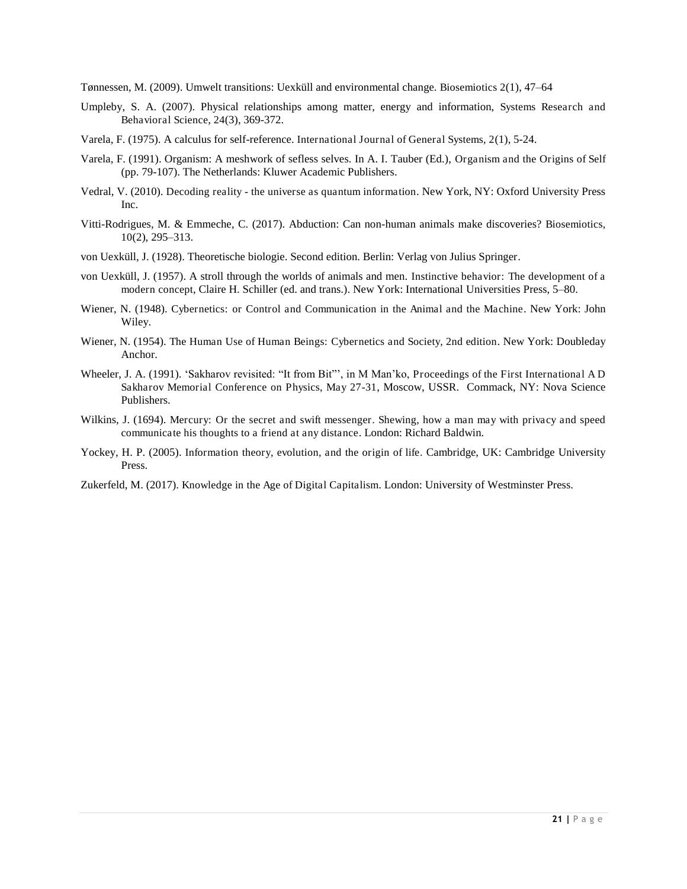Tønnessen, M. (2009). Umwelt transitions: Uexküll and environmental change. Biosemiotics 2(1), 47–64

Umpleby, S. A. (2007). Physical relationships among matter, energy and information, Systems Research and Behavioral Science, 24(3), 369-372.

Varela, F. (1975). A calculus for self-reference. International Journal of General Systems, 2(1), 5-24.

Varela, F. (1991). Organism: A meshwork of selfless selves. In A. I. Tauber (Ed.), Organism and the Origins of Self (pp. 79-107). The Netherlands: Kluwer Academic Publishers.

Vedral, V. (2010). Decoding reality - the universe as quantum information. New York, NY: Oxford University Press Inc.

Vitti-Rodrigues, M. & Emmeche, C. (2017). Abduction: Can non-human animals make discoveries? Biosemiotics, 10(2), 295–313.

von Uexküll, J. (1928). Theoretische biologie. Second edition. Berlin: Verlag von Julius Springer.

von Uexküll, J. (1957). A stroll through the worlds of animals and men. Instinctive behavior: The development of a modern concept, Claire H. Schiller (ed. and trans.). New York: International Universities Press, 5–80.

Wiener, N. (1948). Cybernetics: or Control and Communication in the Animal and the Machine. New York: John Wiley.

Wiener, N. (1954). The Human Use of Human Beings: Cybernetics and Society, 2nd edition. New York: Doubleday Anchor.

Wheeler, J. A. (1991). 'Sakharov revisited: "It from Bit"', in M Man'ko, Proceedings of the First International A D Sakharov Memorial Conference on Physics, May 27-31, Moscow, USSR. Commack, NY: Nova Science Publishers.

Wilkins, J. (1694). Mercury: Or the secret and swift messenger. Shewing, how a man may with privacy and speed communicate his thoughts to a friend at any distance. London: Richard Baldwin.

Yockey, H. P. (2005). Information theory, evolution, and the origin of life. Cambridge, UK: Cambridge University Press.

Zukerfeld, M. (2017). Knowledge in the Age of Digital Capitalism. London: University of Westminster Press.